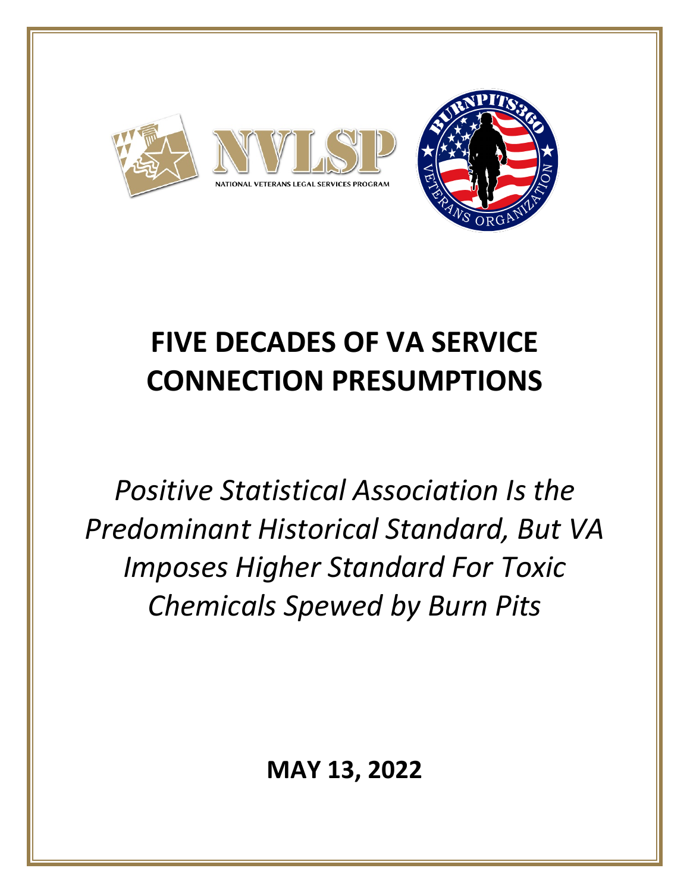NVLSP

NATIONAL VETERANS LEGAL SERVICES PROGRAM

BURNPITS360 VETERANS ORGANIZATION

# FIVE DECADES OF VA SERVICE CONNECTION PRESUMPTIONS

*Positive Statistical Association Is the Predominant Historical Standard, But VA Imposes Higher Standard For Toxic Chemicals Spewed by Burn Pits*

**MAY 13, 2022**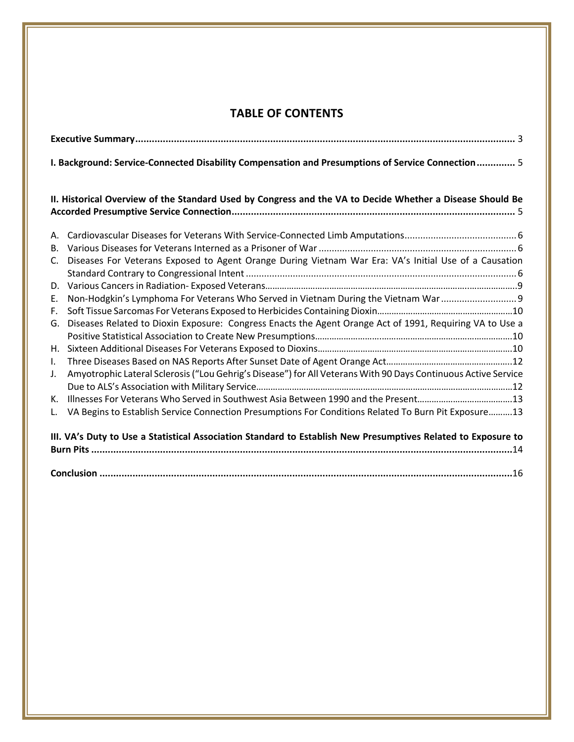# TABLE OF CONTENTS

**Executive Summary** .......................................................................................................................................... 3

**I. Background: Service-Connected Disability Compensation and Presumptions of Service Connection** ............. 5

**II. Historical Overview of the Standard Used by Congress and the VA to Decide Whether a Disease Should Be Accorded Presumptive Service Connection** ....................................................................................................... 5

A. Cardiovascular Diseases for Veterans With Service-Connected Limb Amputations........................................... 6
B. Various Diseases for Veterans Interned as a Prisoner of War ........................................................................... 6
C. Diseases For Veterans Exposed to Agent Orange During Vietnam War Era: VA's Initial Use of a Causation Standard Contrary to Congressional Intent ........................................................................................................ 6
D. Various Cancers in Radiation- Exposed Veterans.........................................................................................................9
E. Non-Hodgkin's Lymphoma For Veterans Who Served in Vietnam During the Vietnam War ............................. 9
F. Soft Tissue Sarcomas For Veterans Exposed to Herbicides Containing Dioxin........................................................10
G. Diseases Related to Dioxin Exposure: Congress Enacts the Agent Orange Act of 1991, Requiring VA to Use a Positive Statistical Association to Create New Presumptions..................................................................................10
H. Sixteen Additional Diseases For Veterans Exposed to Dioxins.................................................................................10
I. Three Diseases Based on NAS Reports After Sunset Date of Agent Orange Act....................................................12
J. Amyotrophic Lateral Sclerosis ("Lou Gehrig's Disease") for All Veterans With 90 Days Continuous Active Service Due to ALS's Association with Military Service..........................................................................................................12
K. Illnesses For Veterans Who Served in Southwest Asia Between 1990 and the Present.......................................13
L. VA Begins to Establish Service Connection Presumptions For Conditions Related To Burn Pit Exposure..........13

**III. VA's Duty to Use a Statistical Association Standard to Establish New Presumptives Related to Exposure to Burn Pits** ..........................................................................................................................................14

**Conclusion** .......................................................................................................................................................16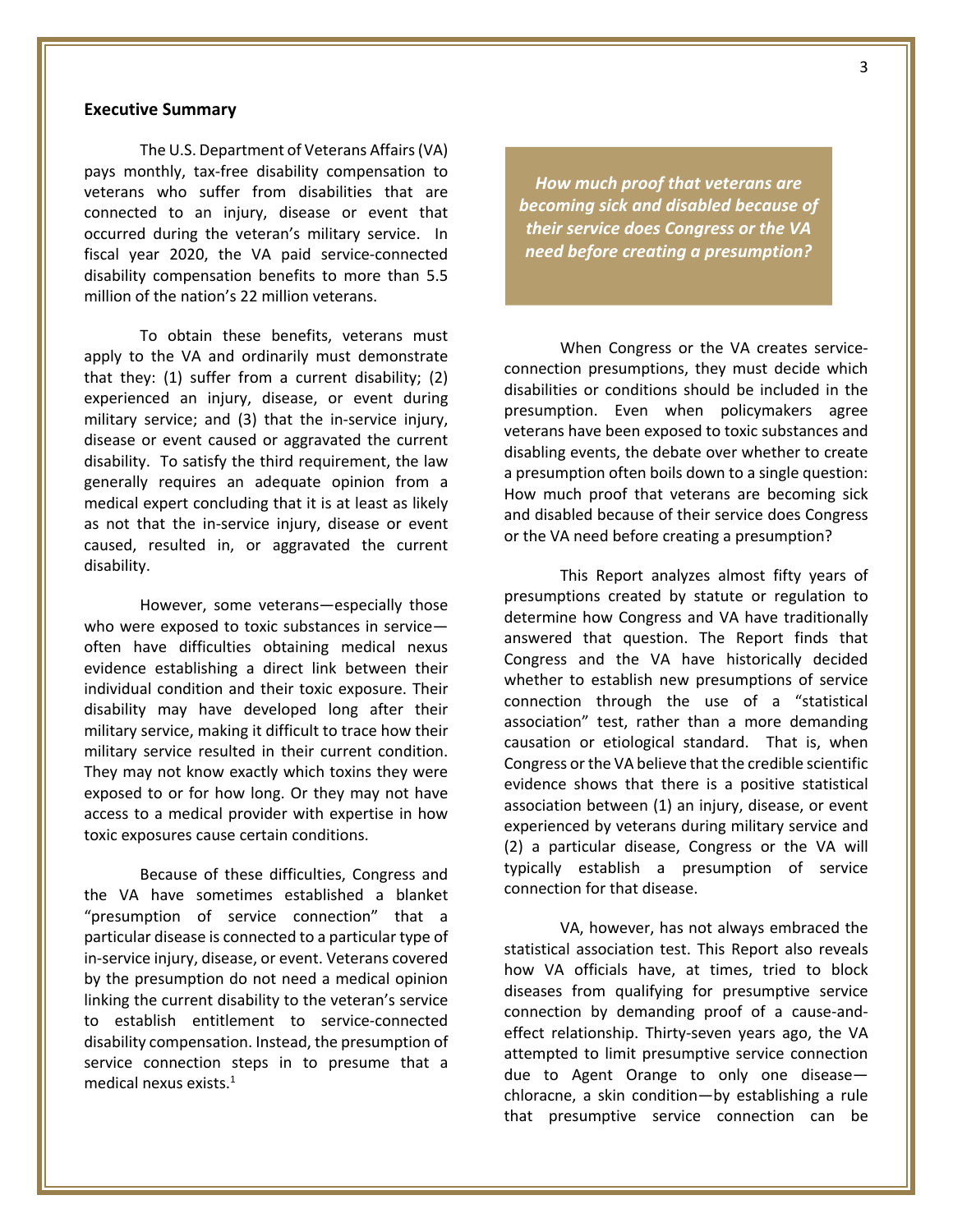## Executive Summary

The U.S. Department of Veterans Affairs (VA) pays monthly, tax-free disability compensation to veterans who suffer from disabilities that are connected to an injury, disease or event that occurred during the veteran's military service. In fiscal year 2020, the VA paid service-connected disability compensation benefits to more than 5.5 million of the nation's 22 million veterans.

To obtain these benefits, veterans must apply to the VA and ordinarily must demonstrate that they: (1) suffer from a current disability; (2) experienced an injury, disease, or event during military service; and (3) that the in-service injury, disease or event caused or aggravated the current disability. To satisfy the third requirement, the law generally requires an adequate opinion from a medical expert concluding that it is at least as likely as not that the in-service injury, disease or event caused, resulted in, or aggravated the current disability.

However, some veterans—especially those who were exposed to toxic substances in service—often have difficulties obtaining medical nexus evidence establishing a direct link between their individual condition and their toxic exposure. Their disability may have developed long after their military service, making it difficult to trace how their military service resulted in their current condition. They may not know exactly which toxins they were exposed to or for how long. Or they may not have access to a medical provider with expertise in how toxic exposures cause certain conditions.

Because of these difficulties, Congress and the VA have sometimes established a blanket "presumption of service connection" that a particular disease is connected to a particular type of in-service injury, disease, or event. Veterans covered by the presumption do not need a medical opinion linking the current disability to the veteran's service to establish entitlement to service-connected disability compensation. Instead, the presumption of service connection steps in to presume that a medical nexus exists.[1]

> ***How much proof that veterans are becoming sick and disabled because of their service does Congress or the VA need before creating a presumption?***

When Congress or the VA creates service-connection presumptions, they must decide which disabilities or conditions should be included in the presumption. Even when policymakers agree veterans have been exposed to toxic substances and disabling events, the debate over whether to create a presumption often boils down to a single question: How much proof that veterans are becoming sick and disabled because of their service does Congress or the VA need before creating a presumption?

This Report analyzes almost fifty years of presumptions created by statute or regulation to determine how Congress and VA have traditionally answered that question. The Report finds that Congress and the VA have historically decided whether to establish new presumptions of service connection through the use of a "statistical association" test, rather than a more demanding causation or etiological standard. That is, when Congress or the VA believe that the credible scientific evidence shows that there is a positive statistical association between (1) an injury, disease, or event experienced by veterans during military service and (2) a particular disease, Congress or the VA will typically establish a presumption of service connection for that disease.

VA, however, has not always embraced the statistical association test. This Report also reveals how VA officials have, at times, tried to block diseases from qualifying for presumptive service connection by demanding proof of a cause-and-effect relationship. Thirty-seven years ago, the VA attempted to limit presumptive service connection due to Agent Orange to only one disease—chloracne, a skin condition—by establishing a rule that presumptive service connection can be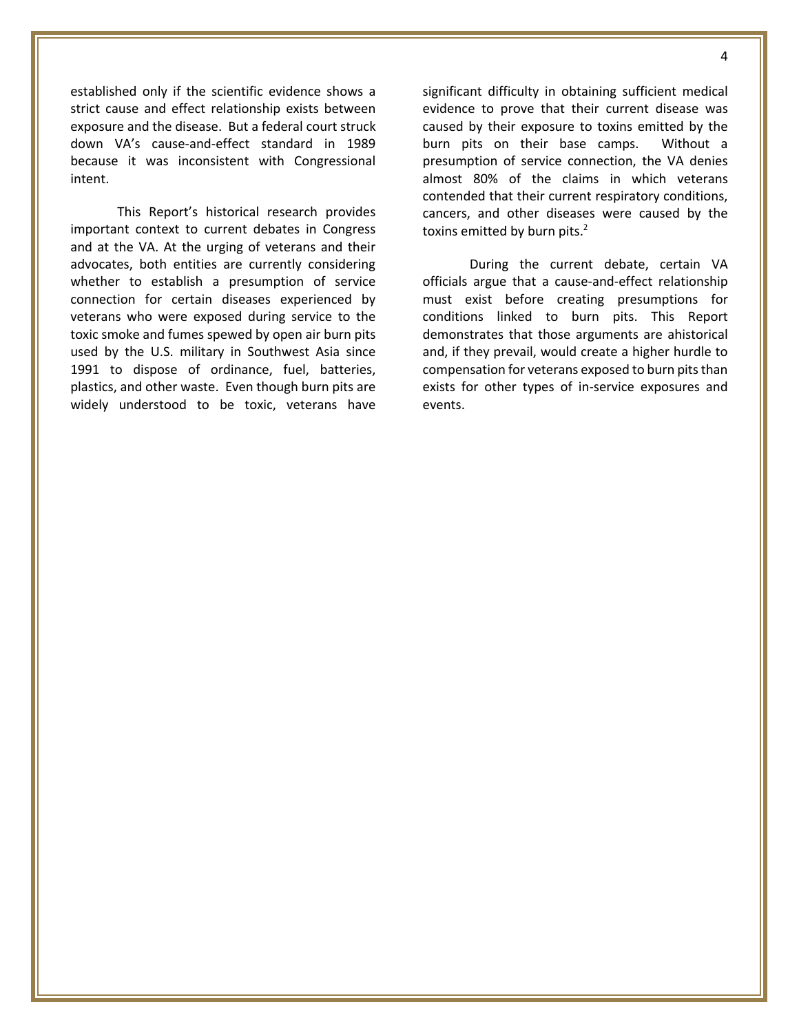established only if the scientific evidence shows a strict cause and effect relationship exists between exposure and the disease. But a federal court struck down VA's cause-and-effect standard in 1989 because it was inconsistent with Congressional intent.

This Report's historical research provides important context to current debates in Congress and at the VA. At the urging of veterans and their advocates, both entities are currently considering whether to establish a presumption of service connection for certain diseases experienced by veterans who were exposed during service to the toxic smoke and fumes spewed by open air burn pits used by the U.S. military in Southwest Asia since 1991 to dispose of ordinance, fuel, batteries, plastics, and other waste. Even though burn pits are widely understood to be toxic, veterans have significant difficulty in obtaining sufficient medical evidence to prove that their current disease was caused by their exposure to toxins emitted by the burn pits on their base camps. Without a presumption of service connection, the VA denies almost 80% of the claims in which veterans contended that their current respiratory conditions, cancers, and other diseases were caused by the toxins emitted by burn pits.[2]

During the current debate, certain VA officials argue that a cause-and-effect relationship must exist before creating presumptions for conditions linked to burn pits. This Report demonstrates that those arguments are ahistorical and, if they prevail, would create a higher hurdle to compensation for veterans exposed to burn pits than exists for other types of in-service exposures and events.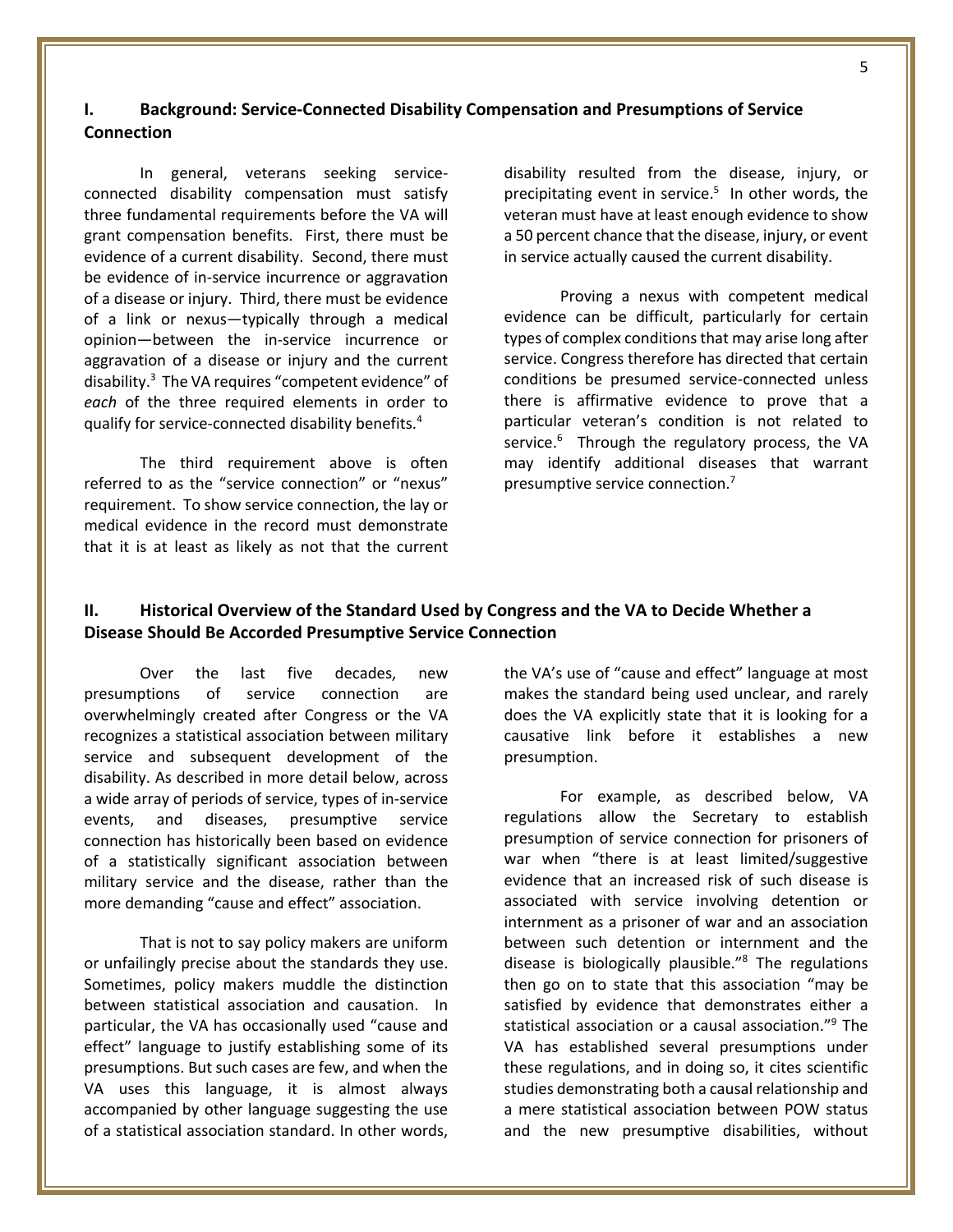## I. Background: Service-Connected Disability Compensation and Presumptions of Service Connection

In general, veterans seeking service-connected disability compensation must satisfy three fundamental requirements before the VA will grant compensation benefits. First, there must be evidence of a current disability. Second, there must be evidence of in-service incurrence or aggravation of a disease or injury. Third, there must be evidence of a link or nexus—typically through a medical opinion—between the in-service incurrence or aggravation of a disease or injury and the current disability.[3] The VA requires "competent evidence" of *each* of the three required elements in order to qualify for service-connected disability benefits.[4]

The third requirement above is often referred to as the "service connection" or "nexus" requirement. To show service connection, the lay or medical evidence in the record must demonstrate that it is at least as likely as not that the current disability resulted from the disease, injury, or precipitating event in service.[5] In other words, the veteran must have at least enough evidence to show a 50 percent chance that the disease, injury, or event in service actually caused the current disability.

Proving a nexus with competent medical evidence can be difficult, particularly for certain types of complex conditions that may arise long after service. Congress therefore has directed that certain conditions be presumed service-connected unless there is affirmative evidence to prove that a particular veteran's condition is not related to service.[6] Through the regulatory process, the VA may identify additional diseases that warrant presumptive service connection.[7]

## II. Historical Overview of the Standard Used by Congress and the VA to Decide Whether a Disease Should Be Accorded Presumptive Service Connection

Over the last five decades, new presumptions of service connection are overwhelmingly created after Congress or the VA recognizes a statistical association between military service and subsequent development of the disability. As described in more detail below, across a wide array of periods of service, types of in-service events, and diseases, presumptive service connection has historically been based on evidence of a statistically significant association between military service and the disease, rather than the more demanding "cause and effect" association.

That is not to say policy makers are uniform or unfailingly precise about the standards they use. Sometimes, policy makers muddle the distinction between statistical association and causation. In particular, the VA has occasionally used "cause and effect" language to justify establishing some of its presumptions. But such cases are few, and when the VA uses this language, it is almost always accompanied by other language suggesting the use of a statistical association standard. In other words, the VA's use of "cause and effect" language at most makes the standard being used unclear, and rarely does the VA explicitly state that it is looking for a causative link before it establishes a new presumption.

For example, as described below, VA regulations allow the Secretary to establish presumption of service connection for prisoners of war when "there is at least limited/suggestive evidence that an increased risk of such disease is associated with service involving detention or internment as a prisoner of war and an association between such detention or internment and the disease is biologically plausible."[8] The regulations then go on to state that this association "may be satisfied by evidence that demonstrates either a statistical association or a causal association."[9] The VA has established several presumptions under these regulations, and in doing so, it cites scientific studies demonstrating both a causal relationship and a mere statistical association between POW status and the new presumptive disabilities, without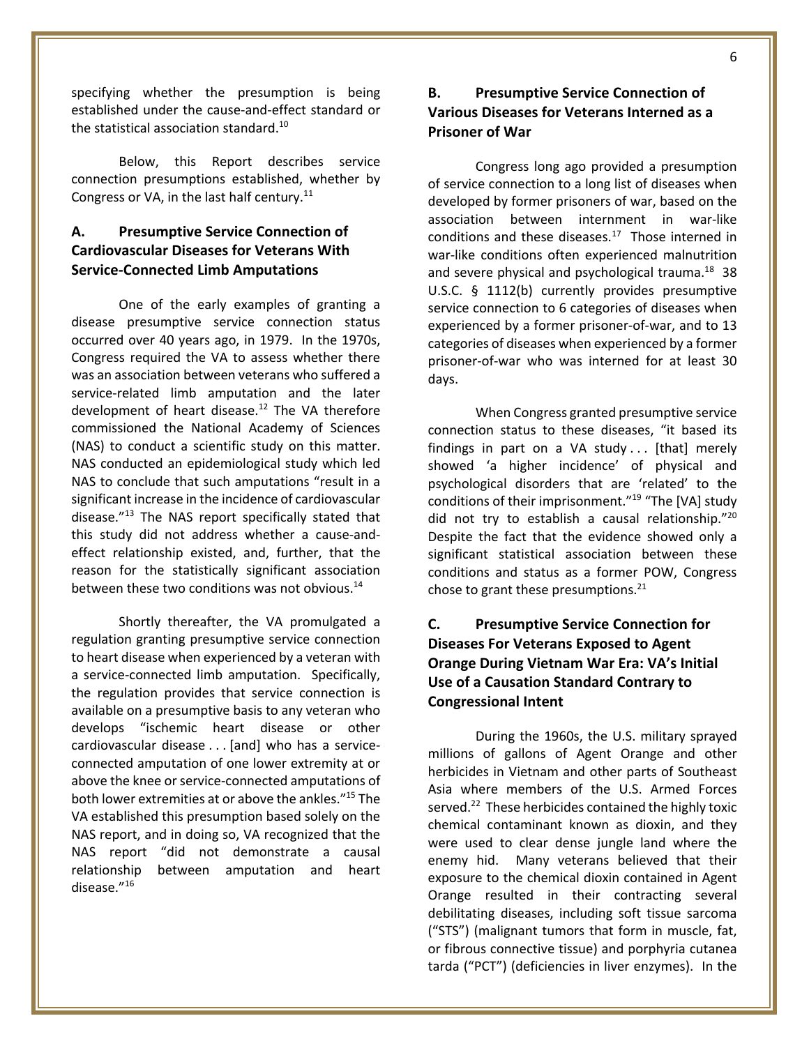specifying whether the presumption is being established under the cause-and-effect standard or the statistical association standard.[10]

Below, this Report describes service connection presumptions established, whether by Congress or VA, in the last half century.[11]

### A. Presumptive Service Connection of Cardiovascular Diseases for Veterans With Service-Connected Limb Amputations

One of the early examples of granting a disease presumptive service connection status occurred over 40 years ago, in 1979. In the 1970s, Congress required the VA to assess whether there was an association between veterans who suffered a service-related limb amputation and the later development of heart disease.[12] The VA therefore commissioned the National Academy of Sciences (NAS) to conduct a scientific study on this matter. NAS conducted an epidemiological study which led NAS to conclude that such amputations "result in a significant increase in the incidence of cardiovascular disease."[13] The NAS report specifically stated that this study did not address whether a cause-and-effect relationship existed, and, further, that the reason for the statistically significant association between these two conditions was not obvious.[14]

Shortly thereafter, the VA promulgated a regulation granting presumptive service connection to heart disease when experienced by a veteran with a service-connected limb amputation. Specifically, the regulation provides that service connection is available on a presumptive basis to any veteran who develops "ischemic heart disease or other cardiovascular disease . . . [and] who has a service-connected amputation of one lower extremity at or above the knee or service-connected amputations of both lower extremities at or above the ankles."[15] The VA established this presumption based solely on the NAS report, and in doing so, VA recognized that the NAS report "did not demonstrate a causal relationship between amputation and heart disease."[16]

### B. Presumptive Service Connection of Various Diseases for Veterans Interned as a Prisoner of War

Congress long ago provided a presumption of service connection to a long list of diseases when developed by former prisoners of war, based on the association between internment in war-like conditions and these diseases.[17] Those interned in war-like conditions often experienced malnutrition and severe physical and psychological trauma.[18] 38 U.S.C. § 1112(b) currently provides presumptive service connection to 6 categories of diseases when experienced by a former prisoner-of-war, and to 13 categories of diseases when experienced by a former prisoner-of-war who was interned for at least 30 days.

When Congress granted presumptive service connection status to these diseases, "it based its findings in part on a VA study . . . [that] merely showed 'a higher incidence' of physical and psychological disorders that are 'related' to the conditions of their imprisonment."[19] "The [VA] study did not try to establish a causal relationship."[20] Despite the fact that the evidence showed only a significant statistical association between these conditions and status as a former POW, Congress chose to grant these presumptions.[21]

### C. Presumptive Service Connection for Diseases For Veterans Exposed to Agent Orange During Vietnam War Era: VA's Initial Use of a Causation Standard Contrary to Congressional Intent

During the 1960s, the U.S. military sprayed millions of gallons of Agent Orange and other herbicides in Vietnam and other parts of Southeast Asia where members of the U.S. Armed Forces served.[22] These herbicides contained the highly toxic chemical contaminant known as dioxin, and they were used to clear dense jungle land where the enemy hid. Many veterans believed that their exposure to the chemical dioxin contained in Agent Orange resulted in their contracting several debilitating diseases, including soft tissue sarcoma ("STS") (malignant tumors that form in muscle, fat, or fibrous connective tissue) and porphyria cutanea tarda ("PCT") (deficiencies in liver enzymes). In the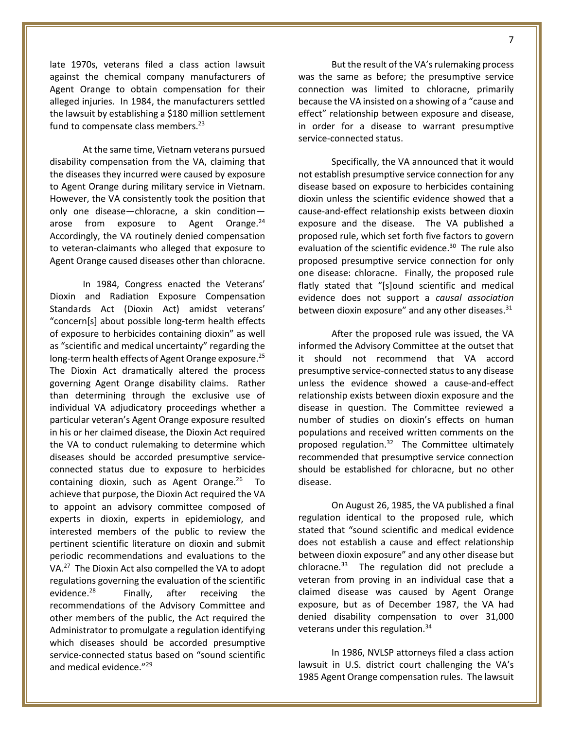late 1970s, veterans filed a class action lawsuit against the chemical company manufacturers of Agent Orange to obtain compensation for their alleged injuries. In 1984, the manufacturers settled the lawsuit by establishing a $180 million settlement fund to compensate class members.[23]

At the same time, Vietnam veterans pursued disability compensation from the VA, claiming that the diseases they incurred were caused by exposure to Agent Orange during military service in Vietnam. However, the VA consistently took the position that only one disease—chloracne, a skin condition—arose from exposure to Agent Orange.[24] Accordingly, the VA routinely denied compensation to veteran-claimants who alleged that exposure to Agent Orange caused diseases other than chloracne.

In 1984, Congress enacted the Veterans' Dioxin and Radiation Exposure Compensation Standards Act (Dioxin Act) amidst veterans' "concern[s] about possible long-term health effects of exposure to herbicides containing dioxin" as well as "scientific and medical uncertainty" regarding the long-term health effects of Agent Orange exposure.[25] The Dioxin Act dramatically altered the process governing Agent Orange disability claims. Rather than determining through the exclusive use of individual VA adjudicatory proceedings whether a particular veteran's Agent Orange exposure resulted in his or her claimed disease, the Dioxin Act required the VA to conduct rulemaking to determine which diseases should be accorded presumptive service-connected status due to exposure to herbicides containing dioxin, such as Agent Orange.[26] To achieve that purpose, the Dioxin Act required the VA to appoint an advisory committee composed of experts in dioxin, experts in epidemiology, and interested members of the public to review the pertinent scientific literature on dioxin and submit periodic recommendations and evaluations to the VA.[27] The Dioxin Act also compelled the VA to adopt regulations governing the evaluation of the scientific evidence.[28] Finally, after receiving the recommendations of the Advisory Committee and other members of the public, the Act required the Administrator to promulgate a regulation identifying which diseases should be accorded presumptive service-connected status based on "sound scientific and medical evidence."[29]

But the result of the VA's rulemaking process was the same as before; the presumptive service connection was limited to chloracne, primarily because the VA insisted on a showing of a "cause and effect" relationship between exposure and disease, in order for a disease to warrant presumptive service-connected status.

Specifically, the VA announced that it would not establish presumptive service connection for any disease based on exposure to herbicides containing dioxin unless the scientific evidence showed that a cause-and-effect relationship exists between dioxin exposure and the disease. The VA published a proposed rule, which set forth five factors to govern evaluation of the scientific evidence.[30] The rule also proposed presumptive service connection for only one disease: chloracne. Finally, the proposed rule flatly stated that "[s]ound scientific and medical evidence does not support a *causal association* between dioxin exposure" and any other diseases.[31]

After the proposed rule was issued, the VA informed the Advisory Committee at the outset that it should not recommend that VA accord presumptive service-connected status to any disease unless the evidence showed a cause-and-effect relationship exists between dioxin exposure and the disease in question. The Committee reviewed a number of studies on dioxin's effects on human populations and received written comments on the proposed regulation.[32] The Committee ultimately recommended that presumptive service connection should be established for chloracne, but no other disease.

On August 26, 1985, the VA published a final regulation identical to the proposed rule, which stated that "sound scientific and medical evidence does not establish a cause and effect relationship between dioxin exposure" and any other disease but chloracne.[33] The regulation did not preclude a veteran from proving in an individual case that a claimed disease was caused by Agent Orange exposure, but as of December 1987, the VA had denied disability compensation to over 31,000 veterans under this regulation.[34]

In 1986, NVLSP attorneys filed a class action lawsuit in U.S. district court challenging the VA's 1985 Agent Orange compensation rules. The lawsuit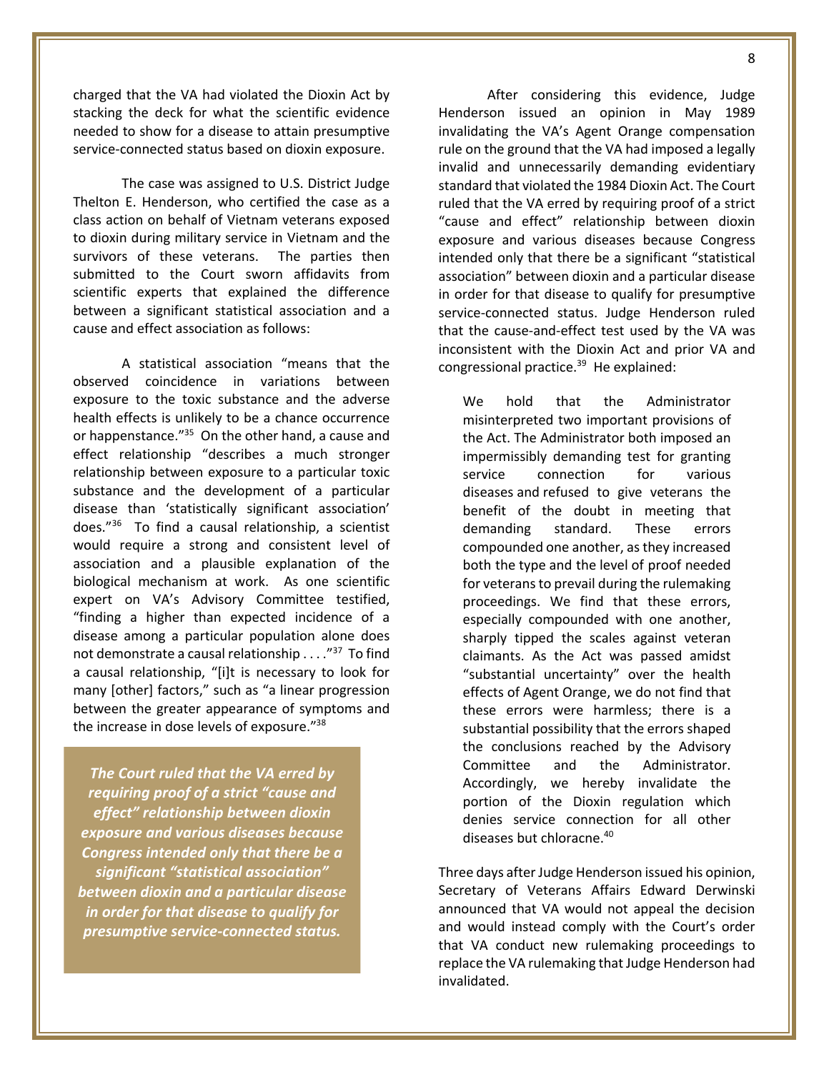charged that the VA had violated the Dioxin Act by stacking the deck for what the scientific evidence needed to show for a disease to attain presumptive service-connected status based on dioxin exposure.

The case was assigned to U.S. District Judge Thelton E. Henderson, who certified the case as a class action on behalf of Vietnam veterans exposed to dioxin during military service in Vietnam and the survivors of these veterans. The parties then submitted to the Court sworn affidavits from scientific experts that explained the difference between a significant statistical association and a cause and effect association as follows:

A statistical association "means that the observed coincidence in variations between exposure to the toxic substance and the adverse health effects is unlikely to be a chance occurrence or happenstance."[35] On the other hand, a cause and effect relationship "describes a much stronger relationship between exposure to a particular toxic substance and the development of a particular disease than 'statistically significant association' does."[36] To find a causal relationship, a scientist would require a strong and consistent level of association and a plausible explanation of the biological mechanism at work. As one scientific expert on VA's Advisory Committee testified, "finding a higher than expected incidence of a disease among a particular population alone does not demonstrate a causal relationship . . . ."[37] To find a causal relationship, "[i]t is necessary to look for many [other] factors," such as "a linear progression between the greater appearance of symptoms and the increase in dose levels of exposure."[38]

***The Court ruled that the VA erred by requiring proof of a strict "cause and effect" relationship between dioxin exposure and various diseases because Congress intended only that there be a significant "statistical association" between dioxin and a particular disease in order for that disease to qualify for presumptive service-connected status.***

After considering this evidence, Judge Henderson issued an opinion in May 1989 invalidating the VA's Agent Orange compensation rule on the ground that the VA had imposed a legally invalid and unnecessarily demanding evidentiary standard that violated the 1984 Dioxin Act. The Court ruled that the VA erred by requiring proof of a strict "cause and effect" relationship between dioxin exposure and various diseases because Congress intended only that there be a significant "statistical association" between dioxin and a particular disease in order for that disease to qualify for presumptive service-connected status. Judge Henderson ruled that the cause-and-effect test used by the VA was inconsistent with the Dioxin Act and prior VA and congressional practice.[39] He explained:

> We hold that the Administrator misinterpreted two important provisions of the Act. The Administrator both imposed an impermissibly demanding test for granting service connection for various diseases and refused to give veterans the benefit of the doubt in meeting that demanding standard. These errors compounded one another, as they increased both the type and the level of proof needed for veterans to prevail during the rulemaking proceedings. We find that these errors, especially compounded with one another, sharply tipped the scales against veteran claimants. As the Act was passed amidst "substantial uncertainty" over the health effects of Agent Orange, we do not find that these errors were harmless; there is a substantial possibility that the errors shaped the conclusions reached by the Advisory Committee and the Administrator. Accordingly, we hereby invalidate the portion of the Dioxin regulation which denies service connection for all other diseases but chloracne.[40]

Three days after Judge Henderson issued his opinion, Secretary of Veterans Affairs Edward Derwinski announced that VA would not appeal the decision and would instead comply with the Court's order that VA conduct new rulemaking proceedings to replace the VA rulemaking that Judge Henderson had invalidated.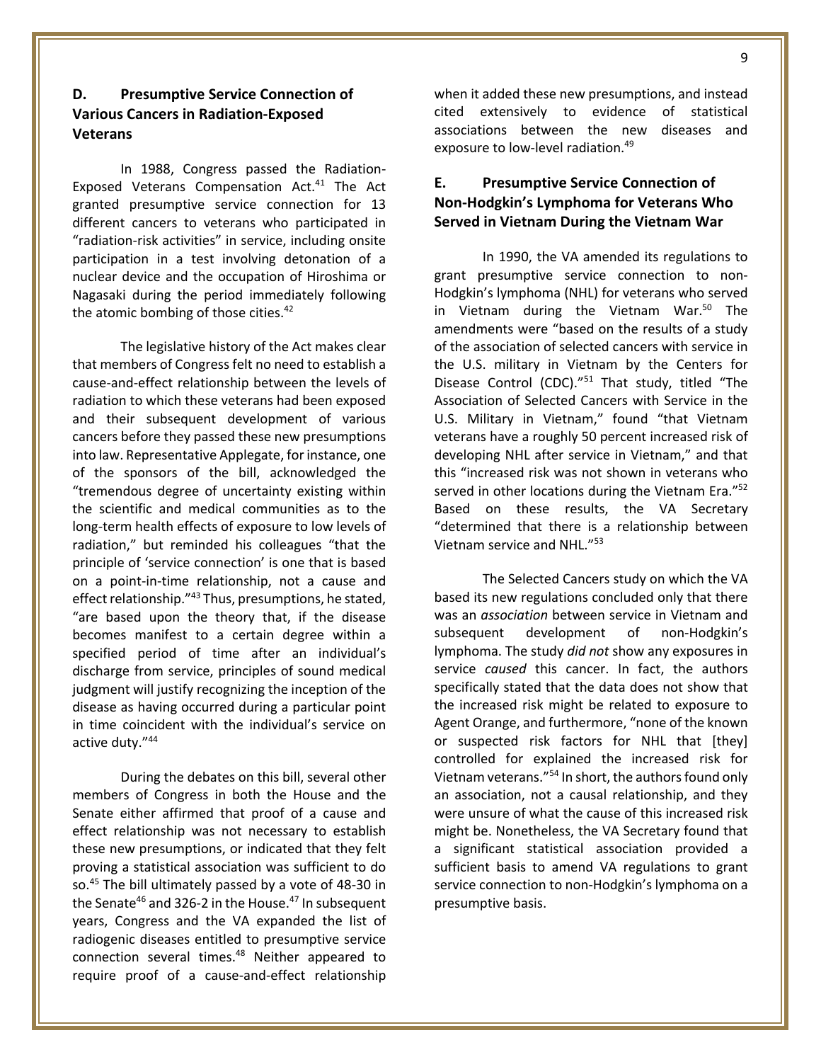### D. Presumptive Service Connection of Various Cancers in Radiation-Exposed Veterans

In 1988, Congress passed the Radiation-Exposed Veterans Compensation Act.[41] The Act granted presumptive service connection for 13 different cancers to veterans who participated in "radiation-risk activities" in service, including onsite participation in a test involving detonation of a nuclear device and the occupation of Hiroshima or Nagasaki during the period immediately following the atomic bombing of those cities.[42]

The legislative history of the Act makes clear that members of Congress felt no need to establish a cause-and-effect relationship between the levels of radiation to which these veterans had been exposed and their subsequent development of various cancers before they passed these new presumptions into law. Representative Applegate, for instance, one of the sponsors of the bill, acknowledged the "tremendous degree of uncertainty existing within the scientific and medical communities as to the long-term health effects of exposure to low levels of radiation," but reminded his colleagues "that the principle of 'service connection' is one that is based on a point-in-time relationship, not a cause and effect relationship."[43] Thus, presumptions, he stated, "are based upon the theory that, if the disease becomes manifest to a certain degree within a specified period of time after an individual's discharge from service, principles of sound medical judgment will justify recognizing the inception of the disease as having occurred during a particular point in time coincident with the individual's service on active duty."[44]

During the debates on this bill, several other members of Congress in both the House and the Senate either affirmed that proof of a cause and effect relationship was not necessary to establish these new presumptions, or indicated that they felt proving a statistical association was sufficient to do so.[45] The bill ultimately passed by a vote of 48-30 in the Senate[46] and 326-2 in the House.[47] In subsequent years, Congress and the VA expanded the list of radiogenic diseases entitled to presumptive service connection several times.[48] Neither appeared to require proof of a cause-and-effect relationship when it added these new presumptions, and instead cited extensively to evidence of statistical associations between the new diseases and exposure to low-level radiation.[49]

### E. Presumptive Service Connection of Non-Hodgkin's Lymphoma for Veterans Who Served in Vietnam During the Vietnam War

In 1990, the VA amended its regulations to grant presumptive service connection to non-Hodgkin's lymphoma (NHL) for veterans who served in Vietnam during the Vietnam War.[50] The amendments were "based on the results of a study of the association of selected cancers with service in the U.S. military in Vietnam by the Centers for Disease Control (CDC)."[51] That study, titled "The Association of Selected Cancers with Service in the U.S. Military in Vietnam," found "that Vietnam veterans have a roughly 50 percent increased risk of developing NHL after service in Vietnam," and that this "increased risk was not shown in veterans who served in other locations during the Vietnam Era."[52] Based on these results, the VA Secretary "determined that there is a relationship between Vietnam service and NHL."[53]

The Selected Cancers study on which the VA based its new regulations concluded only that there was an *association* between service in Vietnam and subsequent development of non-Hodgkin's lymphoma. The study *did not* show any exposures in service *caused* this cancer. In fact, the authors specifically stated that the data does not show that the increased risk might be related to exposure to Agent Orange, and furthermore, "none of the known or suspected risk factors for NHL that [they] controlled for explained the increased risk for Vietnam veterans."[54] In short, the authors found only an association, not a causal relationship, and they were unsure of what the cause of this increased risk might be. Nonetheless, the VA Secretary found that a significant statistical association provided a sufficient basis to amend VA regulations to grant service connection to non-Hodgkin's lymphoma on a presumptive basis.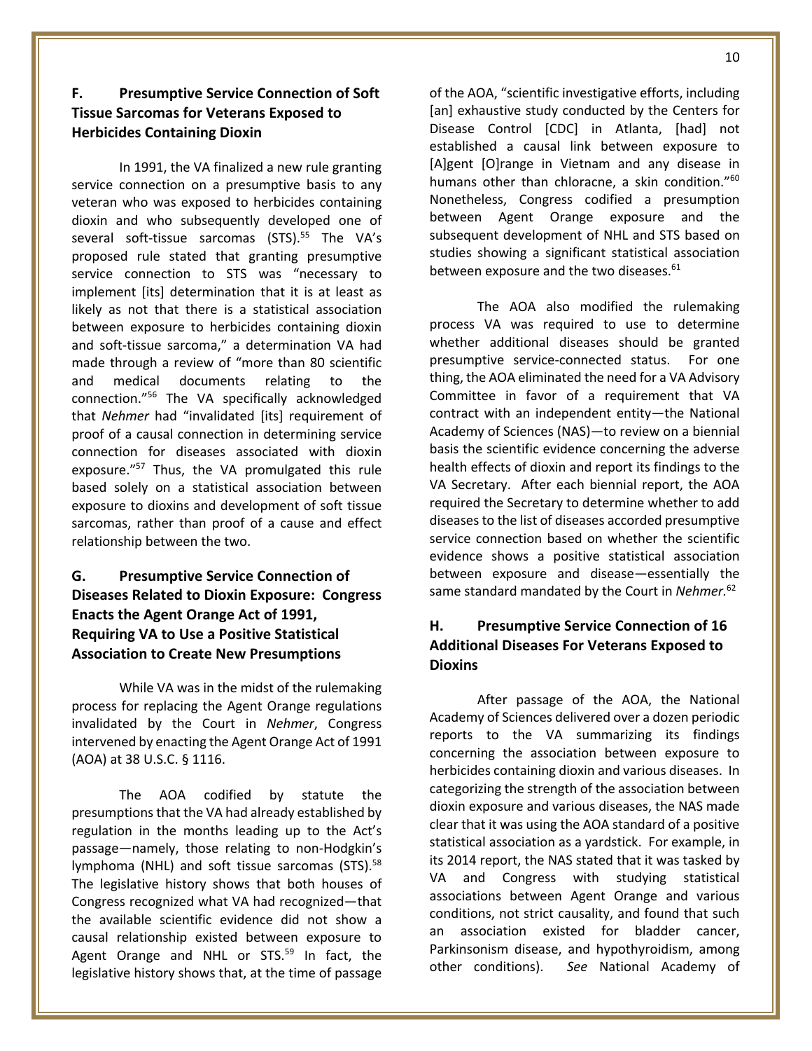### F. Presumptive Service Connection of Soft Tissue Sarcomas for Veterans Exposed to Herbicides Containing Dioxin

In 1991, the VA finalized a new rule granting service connection on a presumptive basis to any veteran who was exposed to herbicides containing dioxin and who subsequently developed one of several soft-tissue sarcomas (STS).[55] The VA's proposed rule stated that granting presumptive service connection to STS was "necessary to implement [its] determination that it is at least as likely as not that there is a statistical association between exposure to herbicides containing dioxin and soft-tissue sarcoma," a determination VA had made through a review of "more than 80 scientific and medical documents relating to the connection."[56] The VA specifically acknowledged that *Nehmer* had "invalidated [its] requirement of proof of a causal connection in determining service connection for diseases associated with dioxin exposure."[57] Thus, the VA promulgated this rule based solely on a statistical association between exposure to dioxins and development of soft tissue sarcomas, rather than proof of a cause and effect relationship between the two.

### G. Presumptive Service Connection of Diseases Related to Dioxin Exposure: Congress Enacts the Agent Orange Act of 1991, Requiring VA to Use a Positive Statistical Association to Create New Presumptions

While VA was in the midst of the rulemaking process for replacing the Agent Orange regulations invalidated by the Court in *Nehmer*, Congress intervened by enacting the Agent Orange Act of 1991 (AOA) at 38 U.S.C. § 1116.

The AOA codified by statute the presumptions that the VA had already established by regulation in the months leading up to the Act's passage—namely, those relating to non-Hodgkin's lymphoma (NHL) and soft tissue sarcomas (STS).[58] The legislative history shows that both houses of Congress recognized what VA had recognized—that the available scientific evidence did not show a causal relationship existed between exposure to Agent Orange and NHL or STS.[59] In fact, the legislative history shows that, at the time of passage of the AOA, "scientific investigative efforts, including [an] exhaustive study conducted by the Centers for Disease Control [CDC] in Atlanta, [had] not established a causal link between exposure to [A]gent [O]range in Vietnam and any disease in humans other than chloracne, a skin condition."[60] Nonetheless, Congress codified a presumption between Agent Orange exposure and the subsequent development of NHL and STS based on studies showing a significant statistical association between exposure and the two diseases.[61]

The AOA also modified the rulemaking process VA was required to use to determine whether additional diseases should be granted presumptive service-connected status. For one thing, the AOA eliminated the need for a VA Advisory Committee in favor of a requirement that VA contract with an independent entity—the National Academy of Sciences (NAS)—to review on a biennial basis the scientific evidence concerning the adverse health effects of dioxin and report its findings to the VA Secretary. After each biennial report, the AOA required the Secretary to determine whether to add diseases to the list of diseases accorded presumptive service connection based on whether the scientific evidence shows a positive statistical association between exposure and disease—essentially the same standard mandated by the Court in *Nehmer.*[62]

### H. Presumptive Service Connection of 16 Additional Diseases For Veterans Exposed to Dioxins

After passage of the AOA, the National Academy of Sciences delivered over a dozen periodic reports to the VA summarizing its findings concerning the association between exposure to herbicides containing dioxin and various diseases. In categorizing the strength of the association between dioxin exposure and various diseases, the NAS made clear that it was using the AOA standard of a positive statistical association as a yardstick. For example, in its 2014 report, the NAS stated that it was tasked by VA and Congress with studying statistical associations between Agent Orange and various conditions, not strict causality, and found that such an association existed for bladder cancer, Parkinsonism disease, and hypothyroidism, among other conditions). *See* National Academy of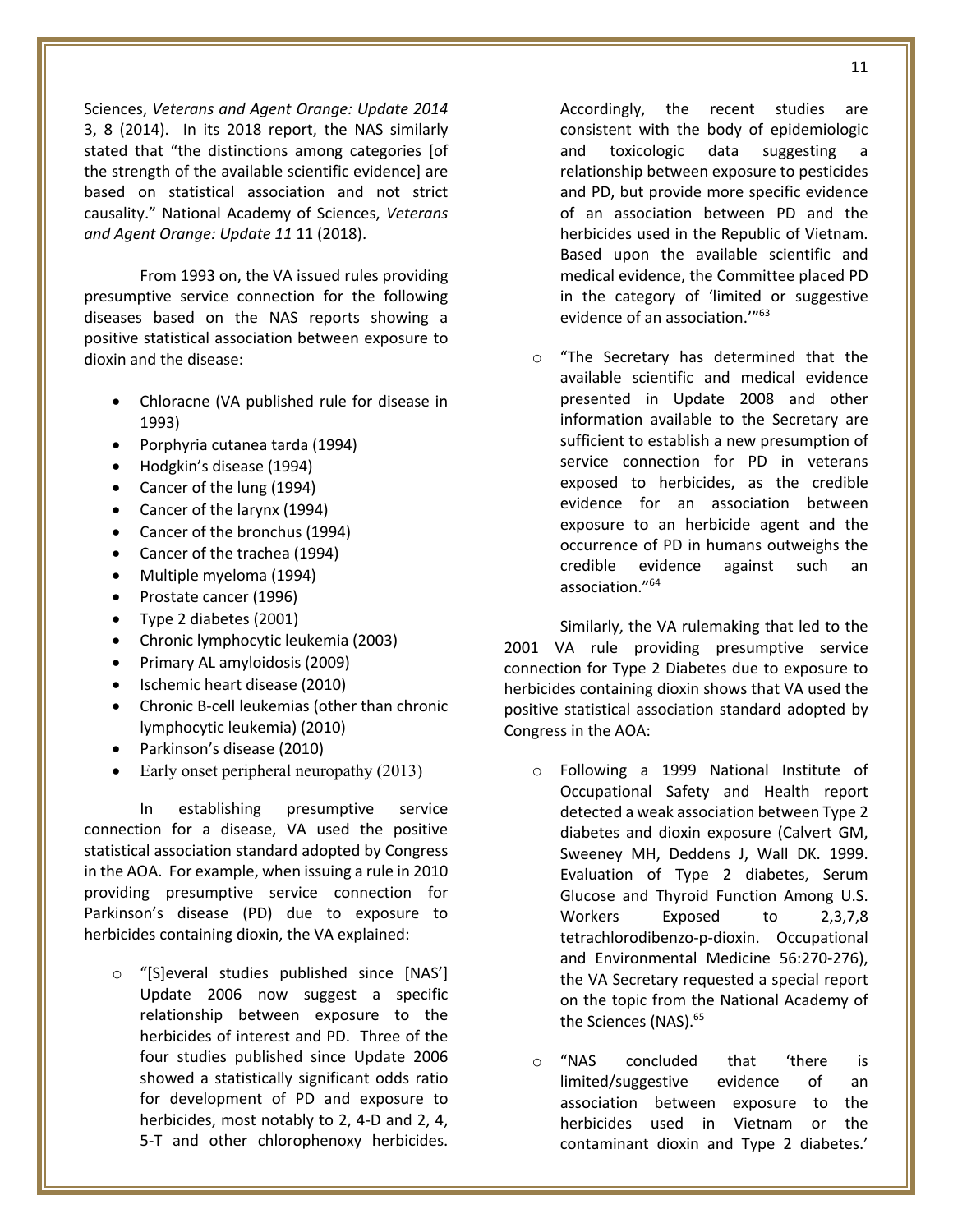Sciences, *Veterans and Agent Orange: Update 2014* 3, 8 (2014). In its 2018 report, the NAS similarly stated that "the distinctions among categories [of the strength of the available scientific evidence] are based on statistical association and not strict causality." National Academy of Sciences, *Veterans and Agent Orange: Update 11* 11 (2018).

From 1993 on, the VA issued rules providing presumptive service connection for the following diseases based on the NAS reports showing a positive statistical association between exposure to dioxin and the disease:

- Chloracne (VA published rule for disease in 1993)
- Porphyria cutanea tarda (1994)
- Hodgkin's disease (1994)
- Cancer of the lung (1994)
- Cancer of the larynx (1994)
- Cancer of the bronchus (1994)
- Cancer of the trachea (1994)
- Multiple myeloma (1994)
- Prostate cancer (1996)
- Type 2 diabetes (2001)
- Chronic lymphocytic leukemia (2003)
- Primary AL amyloidosis (2009)
- Ischemic heart disease (2010)
- Chronic B-cell leukemias (other than chronic lymphocytic leukemia) (2010)
- Parkinson's disease (2010)
- Early onset peripheral neuropathy (2013)

In establishing presumptive service connection for a disease, VA used the positive statistical association standard adopted by Congress in the AOA. For example, when issuing a rule in 2010 providing presumptive service connection for Parkinson's disease (PD) due to exposure to herbicides containing dioxin, the VA explained:

- "[S]everal studies published since [NAS'] Update 2006 now suggest a specific relationship between exposure to the herbicides of interest and PD. Three of the four studies published since Update 2006 showed a statistically significant odds ratio for development of PD and exposure to herbicides, most notably to 2, 4-D and 2, 4, 5-T and other chlorophenoxy herbicides. Accordingly, the recent studies are consistent with the body of epidemiologic and toxicologic data suggesting a relationship between exposure to pesticides and PD, but provide more specific evidence of an association between PD and the herbicides used in the Republic of Vietnam. Based upon the available scientific and medical evidence, the Committee placed PD in the category of 'limited or suggestive evidence of an association.'"[63]

- "The Secretary has determined that the available scientific and medical evidence presented in Update 2008 and other information available to the Secretary are sufficient to establish a new presumption of service connection for PD in veterans exposed to herbicides, as the credible evidence for an association between exposure to an herbicide agent and the occurrence of PD in humans outweighs the credible evidence against such an association."[64]

Similarly, the VA rulemaking that led to the 2001 VA rule providing presumptive service connection for Type 2 Diabetes due to exposure to herbicides containing dioxin shows that VA used the positive statistical association standard adopted by Congress in the AOA:

- Following a 1999 National Institute of Occupational Safety and Health report detected a weak association between Type 2 diabetes and dioxin exposure (Calvert GM, Sweeney MH, Deddens J, Wall DK. 1999. Evaluation of Type 2 diabetes, Serum Glucose and Thyroid Function Among U.S. Workers Exposed to 2,3,7,8 tetrachlorodibenzo-p-dioxin. Occupational and Environmental Medicine 56:270-276), the VA Secretary requested a special report on the topic from the National Academy of the Sciences (NAS).[65]

- "NAS concluded that 'there is limited/suggestive evidence of an association between exposure to the herbicides used in Vietnam or the contaminant dioxin and Type 2 diabetes.'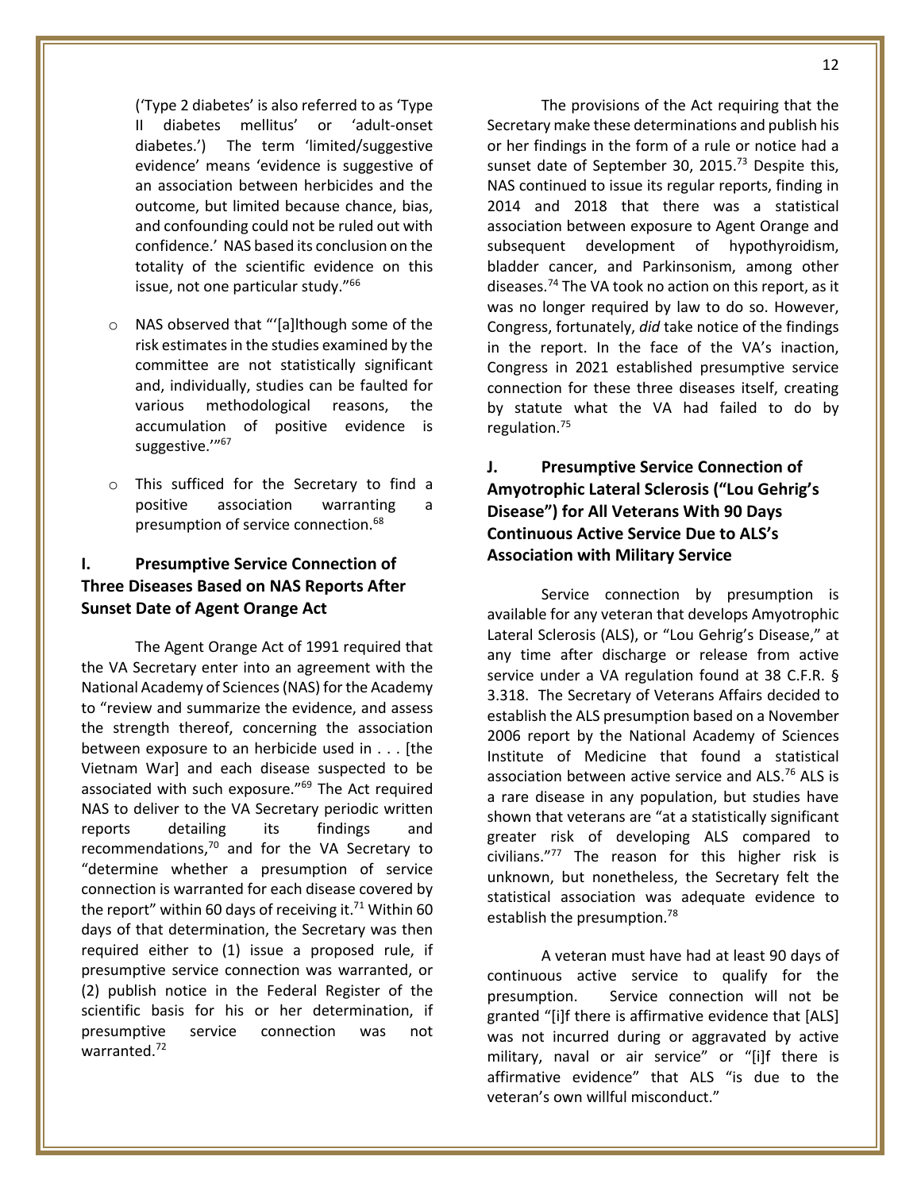('Type 2 diabetes' is also referred to as 'Type II diabetes mellitus' or 'adult-onset diabetes.') The term 'limited/suggestive evidence' means 'evidence is suggestive of an association between herbicides and the outcome, but limited because chance, bias, and confounding could not be ruled out with confidence.' NAS based its conclusion on the totality of the scientific evidence on this issue, not one particular study."[66]

- NAS observed that "'[a]lthough some of the risk estimates in the studies examined by the committee are not statistically significant and, individually, studies can be faulted for various methodological reasons, the accumulation of positive evidence is suggestive.'"[67]
- This sufficed for the Secretary to find a positive association warranting a presumption of service connection.[68]

## I. Presumptive Service Connection of Three Diseases Based on NAS Reports After Sunset Date of Agent Orange Act

The Agent Orange Act of 1991 required that the VA Secretary enter into an agreement with the National Academy of Sciences (NAS) for the Academy to "review and summarize the evidence, and assess the strength thereof, concerning the association between exposure to an herbicide used in . . . [the Vietnam War] and each disease suspected to be associated with such exposure."[69] The Act required NAS to deliver to the VA Secretary periodic written reports detailing its findings and recommendations,[70] and for the VA Secretary to "determine whether a presumption of service connection is warranted for each disease covered by the report" within 60 days of receiving it.[71] Within 60 days of that determination, the Secretary was then required either to (1) issue a proposed rule, if presumptive service connection was warranted, or (2) publish notice in the Federal Register of the scientific basis for his or her determination, if presumptive service connection was not warranted.[72]

The provisions of the Act requiring that the Secretary make these determinations and publish his or her findings in the form of a rule or notice had a sunset date of September 30, 2015.[73] Despite this, NAS continued to issue its regular reports, finding in 2014 and 2018 that there was a statistical association between exposure to Agent Orange and subsequent development of hypothyroidism, bladder cancer, and Parkinsonism, among other diseases.[74] The VA took no action on this report, as it was no longer required by law to do so. However, Congress, fortunately, *did* take notice of the findings in the report. In the face of the VA's inaction, Congress in 2021 established presumptive service connection for these three diseases itself, creating by statute what the VA had failed to do by regulation.[75]

## J. Presumptive Service Connection of Amyotrophic Lateral Sclerosis ("Lou Gehrig's Disease") for All Veterans With 90 Days Continuous Active Service Due to ALS's Association with Military Service

Service connection by presumption is available for any veteran that develops Amyotrophic Lateral Sclerosis (ALS), or "Lou Gehrig's Disease," at any time after discharge or release from active service under a VA regulation found at 38 C.F.R. § 3.318. The Secretary of Veterans Affairs decided to establish the ALS presumption based on a November 2006 report by the National Academy of Sciences Institute of Medicine that found a statistical association between active service and ALS.[76] ALS is a rare disease in any population, but studies have shown that veterans are "at a statistically significant greater risk of developing ALS compared to civilians."[77] The reason for this higher risk is unknown, but nonetheless, the Secretary felt the statistical association was adequate evidence to establish the presumption.[78]

A veteran must have had at least 90 days of continuous active service to qualify for the presumption. Service connection will not be granted "[i]f there is affirmative evidence that [ALS] was not incurred during or aggravated by active military, naval or air service" or "[i]f there is affirmative evidence" that ALS "is due to the veteran's own willful misconduct."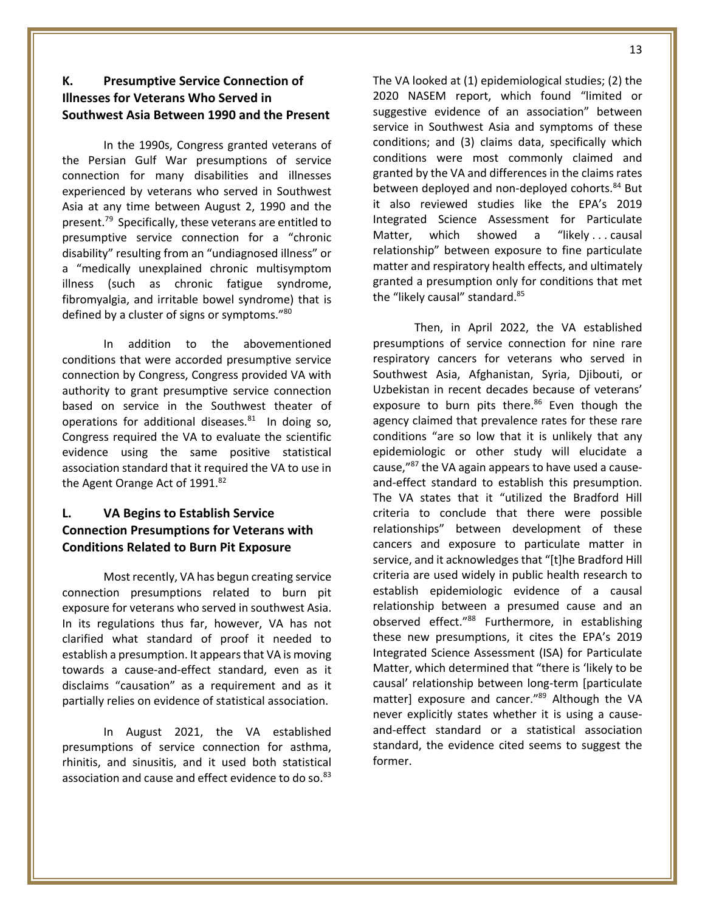### K. Presumptive Service Connection of Illnesses for Veterans Who Served in Southwest Asia Between 1990 and the Present

In the 1990s, Congress granted veterans of the Persian Gulf War presumptions of service connection for many disabilities and illnesses experienced by veterans who served in Southwest Asia at any time between August 2, 1990 and the present.[79] Specifically, these veterans are entitled to presumptive service connection for a "chronic disability" resulting from an "undiagnosed illness" or a "medically unexplained chronic multisymptom illness (such as chronic fatigue syndrome, fibromyalgia, and irritable bowel syndrome) that is defined by a cluster of signs or symptoms."[80]

In addition to the abovementioned conditions that were accorded presumptive service connection by Congress, Congress provided VA with authority to grant presumptive service connection based on service in the Southwest theater of operations for additional diseases.[81] In doing so, Congress required the VA to evaluate the scientific evidence using the same positive statistical association standard that it required the VA to use in the Agent Orange Act of 1991.[82]

### L. VA Begins to Establish Service Connection Presumptions for Veterans with Conditions Related to Burn Pit Exposure

Most recently, VA has begun creating service connection presumptions related to burn pit exposure for veterans who served in southwest Asia. In its regulations thus far, however, VA has not clarified what standard of proof it needed to establish a presumption. It appears that VA is moving towards a cause-and-effect standard, even as it disclaims "causation" as a requirement and as it partially relies on evidence of statistical association.

In August 2021, the VA established presumptions of service connection for asthma, rhinitis, and sinusitis, and it used both statistical association and cause and effect evidence to do so.[83] The VA looked at (1) epidemiological studies; (2) the 2020 NASEM report, which found "limited or suggestive evidence of an association" between service in Southwest Asia and symptoms of these conditions; and (3) claims data, specifically which conditions were most commonly claimed and granted by the VA and differences in the claims rates between deployed and non-deployed cohorts.[84] But it also reviewed studies like the EPA's 2019 Integrated Science Assessment for Particulate Matter, which showed a "likely . . . causal relationship" between exposure to fine particulate matter and respiratory health effects, and ultimately granted a presumption only for conditions that met the "likely causal" standard.[85]

Then, in April 2022, the VA established presumptions of service connection for nine rare respiratory cancers for veterans who served in Southwest Asia, Afghanistan, Syria, Djibouti, or Uzbekistan in recent decades because of veterans' exposure to burn pits there.[86] Even though the agency claimed that prevalence rates for these rare conditions "are so low that it is unlikely that any epidemiologic or other study will elucidate a cause,"[87] the VA again appears to have used a cause-and-effect standard to establish this presumption. The VA states that it "utilized the Bradford Hill criteria to conclude that there were possible relationships" between development of these cancers and exposure to particulate matter in service, and it acknowledges that "[t]he Bradford Hill criteria are used widely in public health research to establish epidemiologic evidence of a causal relationship between a presumed cause and an observed effect."[88] Furthermore, in establishing these new presumptions, it cites the EPA's 2019 Integrated Science Assessment (ISA) for Particulate Matter, which determined that "there is 'likely to be causal' relationship between long-term [particulate matter] exposure and cancer."[89] Although the VA never explicitly states whether it is using a cause-and-effect standard or a statistical association standard, the evidence cited seems to suggest the former.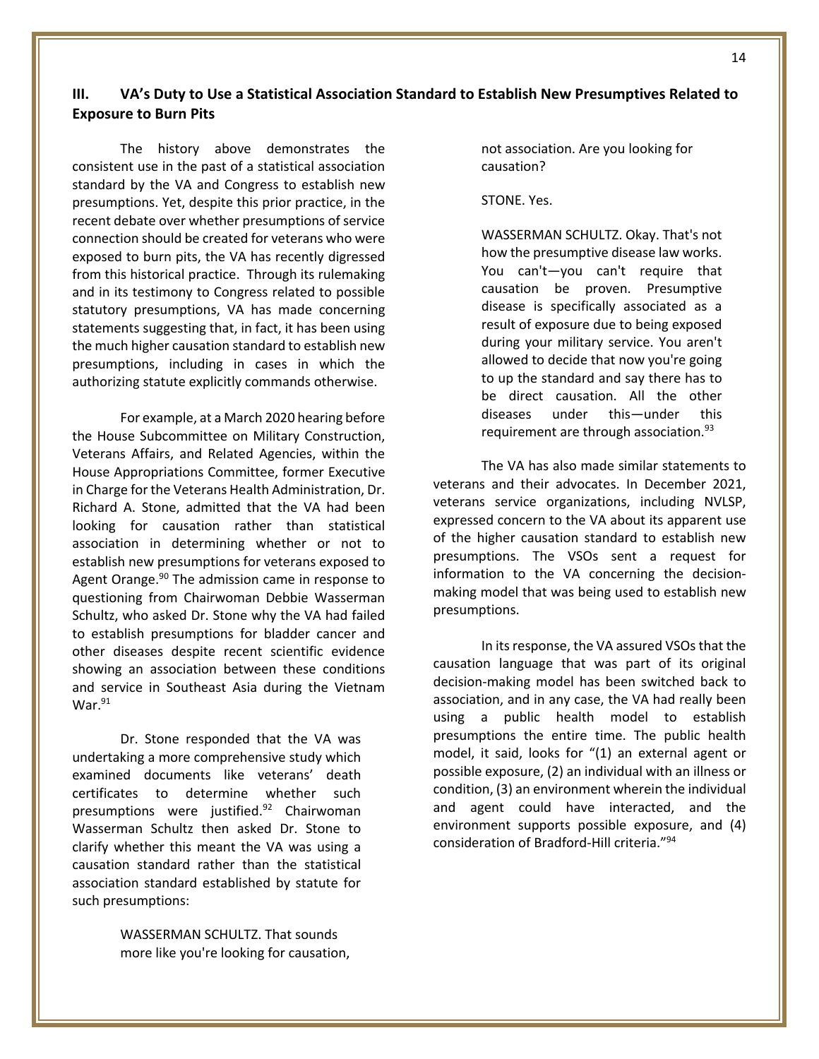## III. VA's Duty to Use a Statistical Association Standard to Establish New Presumptives Related to Exposure to Burn Pits

The history above demonstrates the consistent use in the past of a statistical association standard by the VA and Congress to establish new presumptions. Yet, despite this prior practice, in the recent debate over whether presumptions of service connection should be created for veterans who were exposed to burn pits, the VA has recently digressed from this historical practice. Through its rulemaking and in its testimony to Congress related to possible statutory presumptions, VA has made concerning statements suggesting that, in fact, it has been using the much higher causation standard to establish new presumptions, including in cases in which the authorizing statute explicitly commands otherwise.

For example, at a March 2020 hearing before the House Subcommittee on Military Construction, Veterans Affairs, and Related Agencies, within the House Appropriations Committee, former Executive in Charge for the Veterans Health Administration, Dr. Richard A. Stone, admitted that the VA had been looking for causation rather than statistical association in determining whether or not to establish new presumptions for veterans exposed to Agent Orange.[90] The admission came in response to questioning from Chairwoman Debbie Wasserman Schultz, who asked Dr. Stone why the VA had failed to establish presumptions for bladder cancer and other diseases despite recent scientific evidence showing an association between these conditions and service in Southeast Asia during the Vietnam War.[91]

Dr. Stone responded that the VA was undertaking a more comprehensive study which examined documents like veterans' death certificates to determine whether such presumptions were justified.[92] Chairwoman Wasserman Schultz then asked Dr. Stone to clarify whether this meant the VA was using a causation standard rather than the statistical association standard established by statute for such presumptions:

> WASSERMAN SCHULTZ. That sounds more like you're looking for causation, not association. Are you looking for causation?
>
> STONE. Yes.
>
> WASSERMAN SCHULTZ. Okay. That's not how the presumptive disease law works. You can't—you can't require that causation be proven. Presumptive disease is specifically associated as a result of exposure due to being exposed during your military service. You aren't allowed to decide that now you're going to up the standard and say there has to be direct causation. All the other diseases under this—under this requirement are through association.[93]

The VA has also made similar statements to veterans and their advocates. In December 2021, veterans service organizations, including NVLSP, expressed concern to the VA about its apparent use of the higher causation standard to establish new presumptions. The VSOs sent a request for information to the VA concerning the decision-making model that was being used to establish new presumptions.

In its response, the VA assured VSOs that the causation language that was part of its original decision-making model has been switched back to association, and in any case, the VA had really been using a public health model to establish presumptions the entire time. The public health model, it said, looks for "(1) an external agent or possible exposure, (2) an individual with an illness or condition, (3) an environment wherein the individual and agent could have interacted, and the environment supports possible exposure, and (4) consideration of Bradford-Hill criteria."[94]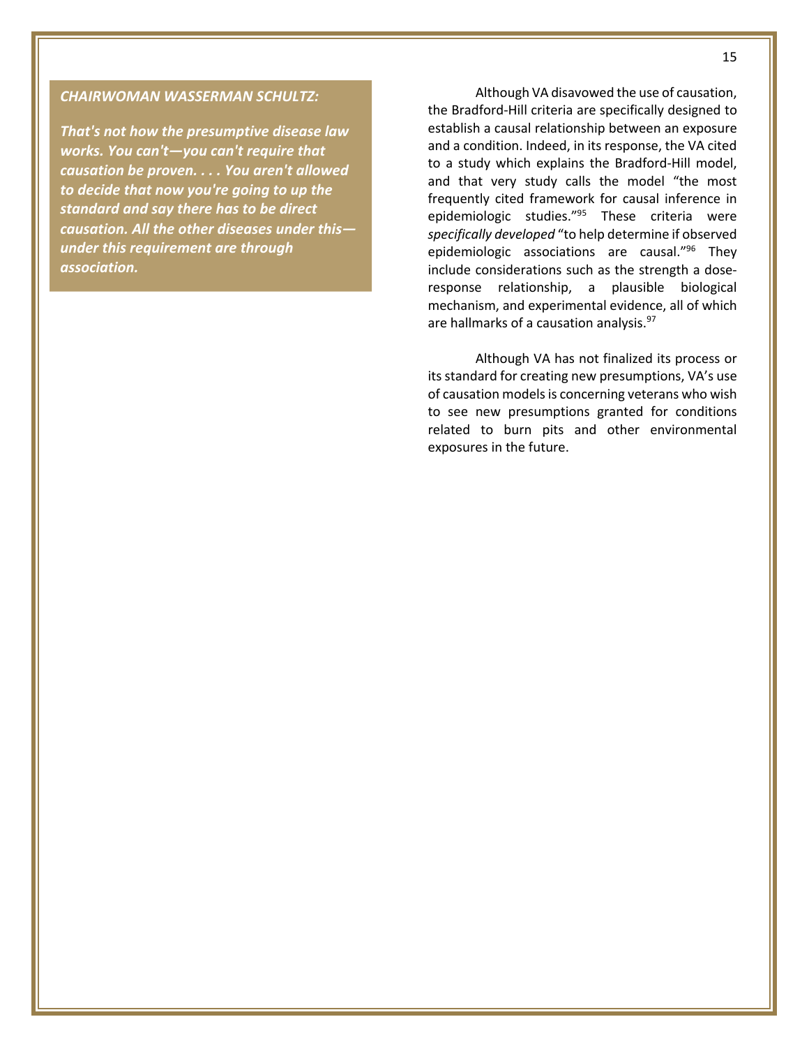***CHAIRWOMAN WASSERMAN SCHULTZ:***

***That's not how the presumptive disease law works. You can't—you can't require that causation be proven. . . . You aren't allowed to decide that now you're going to up the standard and say there has to be direct causation. All the other diseases under this—under this requirement are through association.***

Although VA disavowed the use of causation, the Bradford-Hill criteria are specifically designed to establish a causal relationship between an exposure and a condition. Indeed, in its response, the VA cited to a study which explains the Bradford-Hill model, and that very study calls the model "the most frequently cited framework for causal inference in epidemiologic studies."[95] These criteria were *specifically developed* "to help determine if observed epidemiologic associations are causal."[96] They include considerations such as the strength a dose-response relationship, a plausible biological mechanism, and experimental evidence, all of which are hallmarks of a causation analysis.[97]

Although VA has not finalized its process or its standard for creating new presumptions, VA's use of causation models is concerning veterans who wish to see new presumptions granted for conditions related to burn pits and other environmental exposures in the future.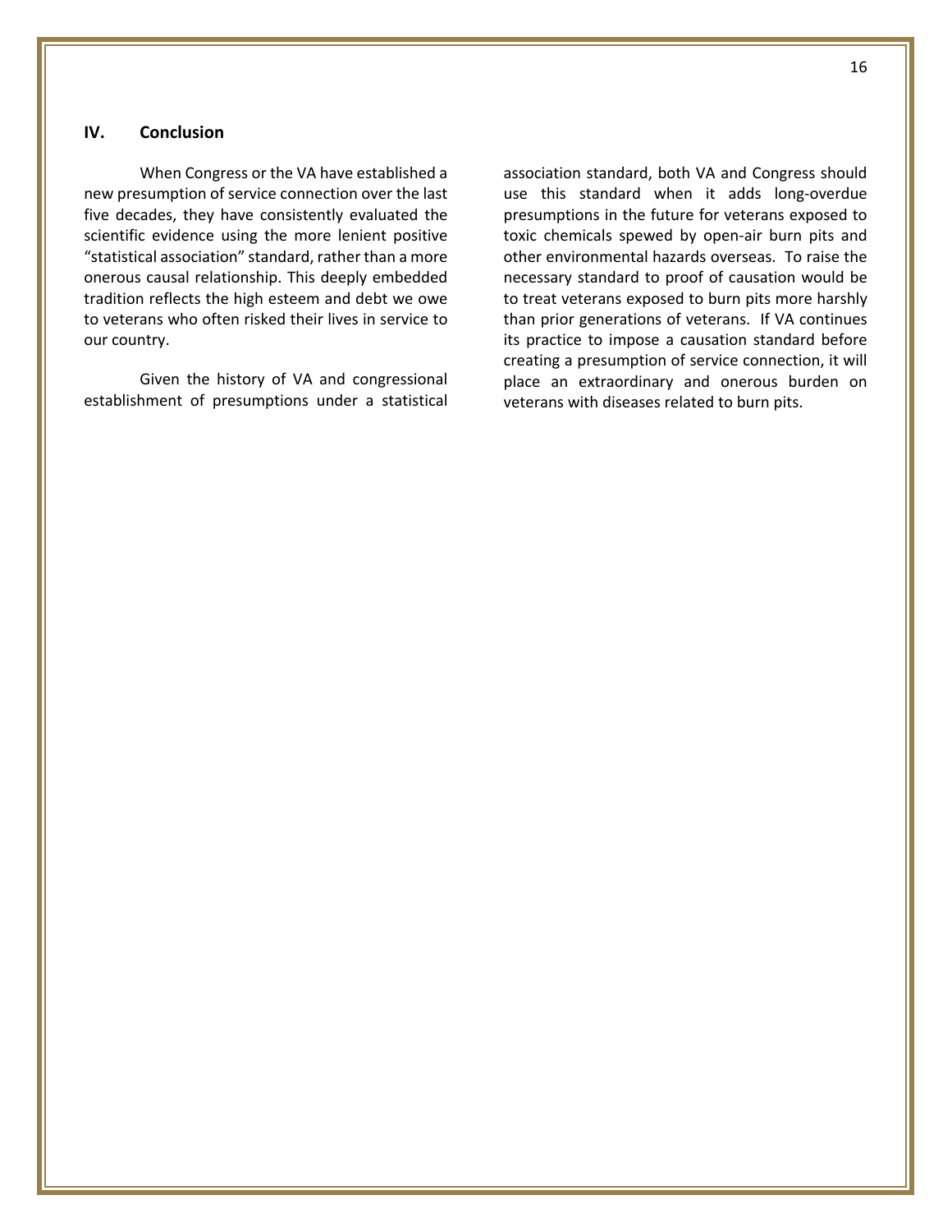## IV. Conclusion

When Congress or the VA have established a new presumption of service connection over the last five decades, they have consistently evaluated the scientific evidence using the more lenient positive "statistical association" standard, rather than a more onerous causal relationship. This deeply embedded tradition reflects the high esteem and debt we owe to veterans who often risked their lives in service to our country.

Given the history of VA and congressional establishment of presumptions under a statistical association standard, both VA and Congress should use this standard when it adds long-overdue presumptions in the future for veterans exposed to toxic chemicals spewed by open-air burn pits and other environmental hazards overseas. To raise the necessary standard to proof of causation would be to treat veterans exposed to burn pits more harshly than prior generations of veterans. If VA continues its practice to impose a causation standard before creating a presumption of service connection, it will place an extraordinary and onerous burden on veterans with diseases related to burn pits.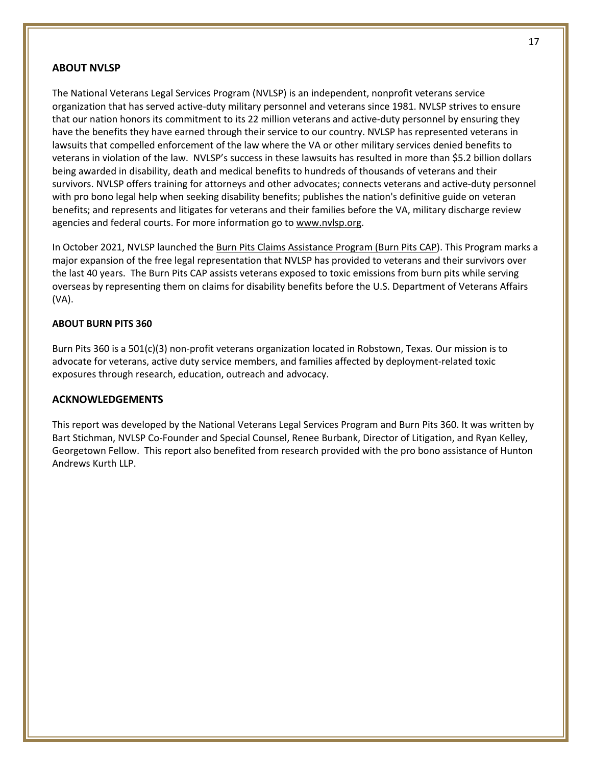## ABOUT NVLSP

The National Veterans Legal Services Program (NVLSP) is an independent, nonprofit veterans service organization that has served active-duty military personnel and veterans since 1981. NVLSP strives to ensure that our nation honors its commitment to its 22 million veterans and active-duty personnel by ensuring they have the benefits they have earned through their service to our country. NVLSP has represented veterans in lawsuits that compelled enforcement of the law where the VA or other military services denied benefits to veterans in violation of the law. NVLSP's success in these lawsuits has resulted in more than $5.2 billion dollars being awarded in disability, death and medical benefits to hundreds of thousands of veterans and their survivors. NVLSP offers training for attorneys and other advocates; connects veterans and active-duty personnel with pro bono legal help when seeking disability benefits; publishes the nation's definitive guide on veteran benefits; and represents and litigates for veterans and their families before the VA, military discharge review agencies and federal courts. For more information go to www.nvlsp.org.

In October 2021, NVLSP launched the Burn Pits Claims Assistance Program (Burn Pits CAP). This Program marks a major expansion of the free legal representation that NVLSP has provided to veterans and their survivors over the last 40 years. The Burn Pits CAP assists veterans exposed to toxic emissions from burn pits while serving overseas by representing them on claims for disability benefits before the U.S. Department of Veterans Affairs (VA).

## ABOUT BURN PITS 360

Burn Pits 360 is a 501(c)(3) non-profit veterans organization located in Robstown, Texas. Our mission is to advocate for veterans, active duty service members, and families affected by deployment-related toxic exposures through research, education, outreach and advocacy.

## ACKNOWLEDGEMENTS

This report was developed by the National Veterans Legal Services Program and Burn Pits 360. It was written by Bart Stichman, NVLSP Co-Founder and Special Counsel, Renee Burbank, Director of Litigation, and Ryan Kelley, Georgetown Fellow. This report also benefited from research provided with the pro bono assistance of Hunton Andrews Kurth LLP.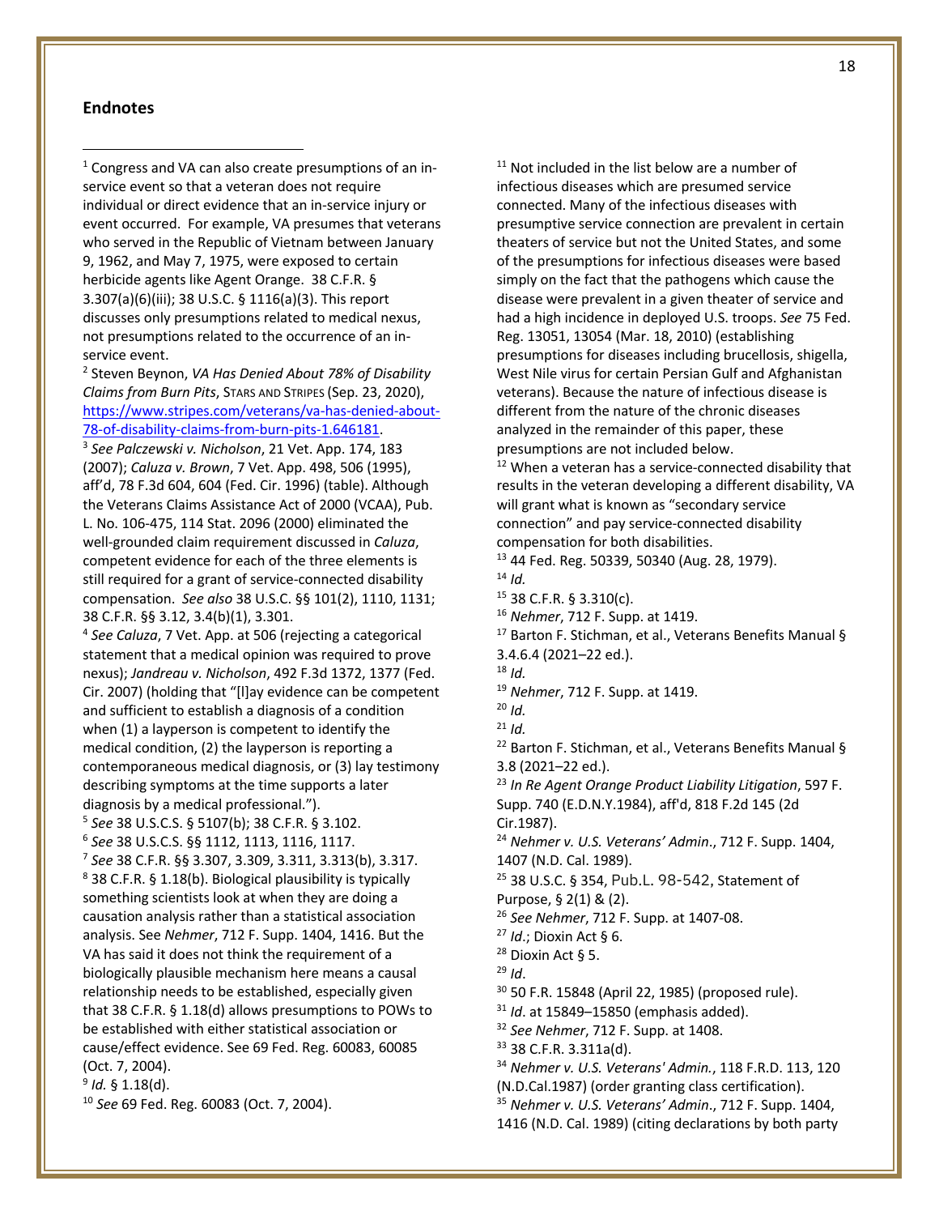## Endnotes

[1] Congress and VA can also create presumptions of an in-service event so that a veteran does not require individual or direct evidence that an in-service injury or event occurred. For example, VA presumes that veterans who served in the Republic of Vietnam between January 9, 1962, and May 7, 1975, were exposed to certain herbicide agents like Agent Orange. 38 C.F.R. § 3.307(a)(6)(iii); 38 U.S.C. § 1116(a)(3). This report discusses only presumptions related to medical nexus, not presumptions related to the occurrence of an in-service event.

[2] Steven Beynon, *VA Has Denied About 78% of Disability Claims from Burn Pits*, STARS AND STRIPES (Sep. 23, 2020), https://www.stripes.com/veterans/va-has-denied-about-78-of-disability-claims-from-burn-pits-1.646181.

[3] *See Palczewski v. Nicholson*, 21 Vet. App. 174, 183 (2007); *Caluza v. Brown*, 7 Vet. App. 498, 506 (1995), aff'd, 78 F.3d 604, 604 (Fed. Cir. 1996) (table). Although the Veterans Claims Assistance Act of 2000 (VCAA), Pub. L. No. 106-475, 114 Stat. 2096 (2000) eliminated the well-grounded claim requirement discussed in *Caluza*, competent evidence for each of the three elements is still required for a grant of service-connected disability compensation. *See also* 38 U.S.C. §§ 101(2), 1110, 1131; 38 C.F.R. §§ 3.12, 3.4(b)(1), 3.301.

[4] *See Caluza*, 7 Vet. App. at 506 (rejecting a categorical statement that a medical opinion was required to prove nexus); *Jandreau v. Nicholson*, 492 F.3d 1372, 1377 (Fed. Cir. 2007) (holding that "[l]ay evidence can be competent and sufficient to establish a diagnosis of a condition when (1) a layperson is competent to identify the medical condition, (2) the layperson is reporting a contemporaneous medical diagnosis, or (3) lay testimony describing symptoms at the time supports a later diagnosis by a medical professional.").

[5] *See* 38 U.S.C.S. § 5107(b); 38 C.F.R. § 3.102.

[6] *See* 38 U.S.C.S. §§ 1112, 1113, 1116, 1117.

[7] *See* 38 C.F.R. §§ 3.307, 3.309, 3.311, 3.313(b), 3.317.

[8] 38 C.F.R. § 1.18(b). Biological plausibility is typically something scientists look at when they are doing a causation analysis rather than a statistical association analysis. See *Nehmer*, 712 F. Supp. 1404, 1416. But the VA has said it does not think the requirement of a biologically plausible mechanism here means a causal relationship needs to be established, especially given that 38 C.F.R. § 1.18(d) allows presumptions to POWs to be established with either statistical association or cause/effect evidence. See 69 Fed. Reg. 60083, 60085 (Oct. 7, 2004).

[9] *Id.* § 1.18(d).

[10] *See* 69 Fed. Reg. 60083 (Oct. 7, 2004).

[11] Not included in the list below are a number of infectious diseases which are presumed service connected. Many of the infectious diseases with presumptive service connection are prevalent in certain theaters of service but not the United States, and some of the presumptions for infectious diseases were based simply on the fact that the pathogens which cause the disease were prevalent in a given theater of service and had a high incidence in deployed U.S. troops. *See* 75 Fed. Reg. 13051, 13054 (Mar. 18, 2010) (establishing presumptions for diseases including brucellosis, shigella, West Nile virus for certain Persian Gulf and Afghanistan veterans). Because the nature of infectious disease is different from the nature of the chronic diseases analyzed in the remainder of this paper, these presumptions are not included below.

[12] When a veteran has a service-connected disability that results in the veteran developing a different disability, VA will grant what is known as "secondary service connection" and pay service-connected disability compensation for both disabilities.

[13] 44 Fed. Reg. 50339, 50340 (Aug. 28, 1979).

[14] *Id.*

[15] 38 C.F.R. § 3.310(c).

[16] *Nehmer*, 712 F. Supp. at 1419.

[17] Barton F. Stichman, et al., Veterans Benefits Manual § 3.4.6.4 (2021–22 ed.).

[18] *Id.*

[19] *Nehmer*, 712 F. Supp. at 1419.

[20] *Id.*

[21] *Id.*

[22] Barton F. Stichman, et al., Veterans Benefits Manual § 3.8 (2021–22 ed.).

[23] *In Re Agent Orange Product Liability Litigation*, 597 F. Supp. 740 (E.D.N.Y.1984), aff'd, 818 F.2d 145 (2d Cir.1987).

[24] *Nehmer v. U.S. Veterans' Admin*., 712 F. Supp. 1404, 1407 (N.D. Cal. 1989).

[25] 38 U.S.C. § 354, Pub.L. 98-542, Statement of Purpose, § 2(1) & (2).

[26] *See Nehmer*, 712 F. Supp. at 1407-08.

[27] *Id*.; Dioxin Act § 6.

[28] Dioxin Act § 5.

[29] *Id*.

[30] 50 F.R. 15848 (April 22, 1985) (proposed rule).

[31] *Id*. at 15849–15850 (emphasis added).

[32] *See Nehmer*, 712 F. Supp. at 1408.

[33] 38 C.F.R. 3.311a(d).

[34] *Nehmer v. U.S. Veterans' Admin.*, 118 F.R.D. 113, 120 (N.D.Cal.1987) (order granting class certification).

[35] *Nehmer v. U.S. Veterans' Admin*., 712 F. Supp. 1404, 1416 (N.D. Cal. 1989) (citing declarations by both party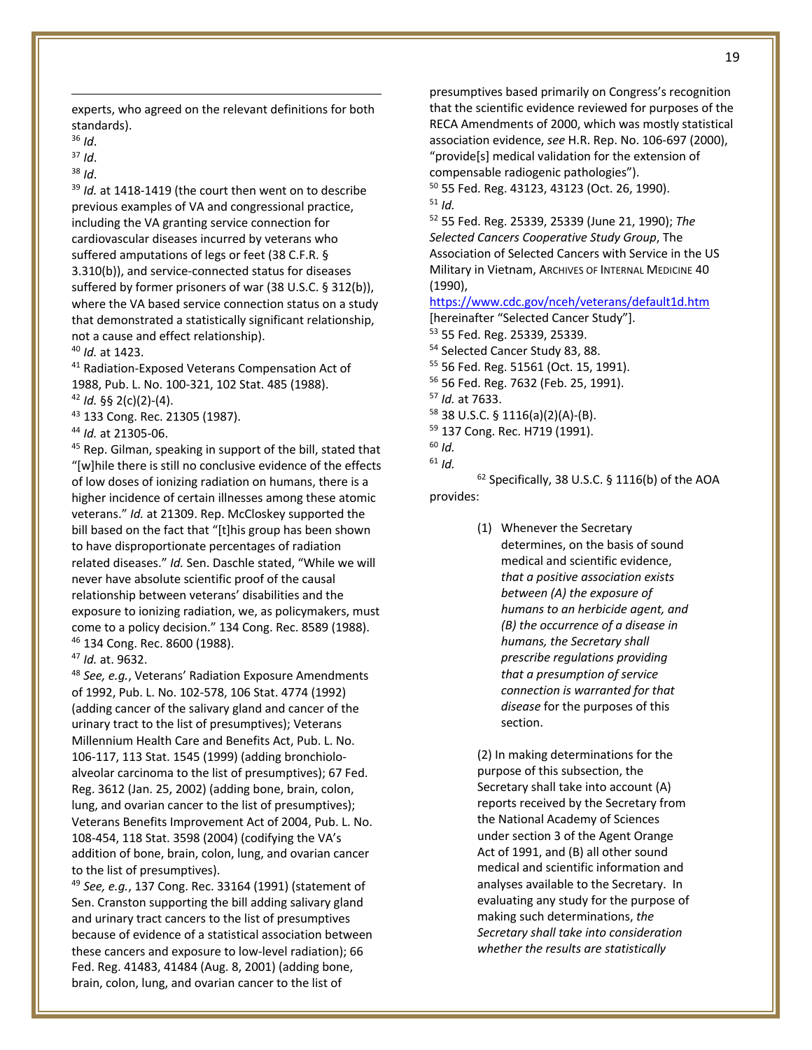experts, who agreed on the relevant definitions for both standards).

[36] *Id*.

[37] *Id*.

[38] *Id*.

[39] *Id.* at 1418-1419 (the court then went on to describe previous examples of VA and congressional practice, including the VA granting service connection for cardiovascular diseases incurred by veterans who suffered amputations of legs or feet (38 C.F.R. § 3.310(b)), and service-connected status for diseases suffered by former prisoners of war (38 U.S.C. § 312(b)), where the VA based service connection status on a study that demonstrated a statistically significant relationship, not a cause and effect relationship).

[40] *Id.* at 1423.

[41] Radiation-Exposed Veterans Compensation Act of 1988, Pub. L. No. 100-321, 102 Stat. 485 (1988).

[42] *Id.* §§ 2(c)(2)-(4).

[43] 133 Cong. Rec. 21305 (1987).

[44] *Id.* at 21305-06.

[45] Rep. Gilman, speaking in support of the bill, stated that "[w]hile there is still no conclusive evidence of the effects of low doses of ionizing radiation on humans, there is a higher incidence of certain illnesses among these atomic veterans." *Id.* at 21309. Rep. McCloskey supported the bill based on the fact that "[t]his group has been shown to have disproportionate percentages of radiation related diseases." *Id.* Sen. Daschle stated, "While we will never have absolute scientific proof of the causal relationship between veterans' disabilities and the exposure to ionizing radiation, we, as policymakers, must come to a policy decision." 134 Cong. Rec. 8589 (1988).

[46] 134 Cong. Rec. 8600 (1988).

[47] *Id.* at. 9632.

[48] *See, e.g.*, Veterans' Radiation Exposure Amendments of 1992, Pub. L. No. 102-578, 106 Stat. 4774 (1992) (adding cancer of the salivary gland and cancer of the urinary tract to the list of presumptives); Veterans Millennium Health Care and Benefits Act, Pub. L. No. 106-117, 113 Stat. 1545 (1999) (adding bronchiolo-alveolar carcinoma to the list of presumptives); 67 Fed. Reg. 3612 (Jan. 25, 2002) (adding bone, brain, colon, lung, and ovarian cancer to the list of presumptives); Veterans Benefits Improvement Act of 2004, Pub. L. No. 108-454, 118 Stat. 3598 (2004) (codifying the VA's addition of bone, brain, colon, lung, and ovarian cancer to the list of presumptives).

[49] *See, e.g.*, 137 Cong. Rec. 33164 (1991) (statement of Sen. Cranston supporting the bill adding salivary gland and urinary tract cancers to the list of presumptives because of evidence of a statistical association between these cancers and exposure to low-level radiation); 66 Fed. Reg. 41483, 41484 (Aug. 8, 2001) (adding bone, brain, colon, lung, and ovarian cancer to the list of presumptives based primarily on Congress's recognition that the scientific evidence reviewed for purposes of the RECA Amendments of 2000, which was mostly statistical association evidence, *see* H.R. Rep. No. 106-697 (2000), "provide[s] medical validation for the extension of compensable radiogenic pathologies").

[50] 55 Fed. Reg. 43123, 43123 (Oct. 26, 1990).

[51] *Id.*

[52] 55 Fed. Reg. 25339, 25339 (June 21, 1990); *The Selected Cancers Cooperative Study Group*, The Association of Selected Cancers with Service in the US Military in Vietnam, ARCHIVES OF INTERNAL MEDICINE 40 (1990), https://www.cdc.gov/nceh/veterans/default1d.htm [hereinafter "Selected Cancer Study"].

[53] 55 Fed. Reg. 25339, 25339.

[54] Selected Cancer Study 83, 88.

[55] 56 Fed. Reg. 51561 (Oct. 15, 1991).

[56] 56 Fed. Reg. 7632 (Feb. 25, 1991).

[57] *Id.* at 7633.

[58] 38 U.S.C. § 1116(a)(2)(A)-(B).

[59] 137 Cong. Rec. H719 (1991).

[60] *Id.*

[61] *Id.*

[62] Specifically, 38 U.S.C. § 1116(b) of the AOA provides:

> (1) Whenever the Secretary determines, on the basis of sound medical and scientific evidence, *that a positive association exists between (A) the exposure of humans to an herbicide agent, and (B) the occurrence of a disease in humans, the Secretary shall prescribe regulations providing that a presumption of service connection is warranted for that disease* for the purposes of this section.
>
> (2) In making determinations for the purpose of this subsection, the Secretary shall take into account (A) reports received by the Secretary from the National Academy of Sciences under section 3 of the Agent Orange Act of 1991, and (B) all other sound medical and scientific information and analyses available to the Secretary. In evaluating any study for the purpose of making such determinations, *the Secretary shall take into consideration whether the results are statistically*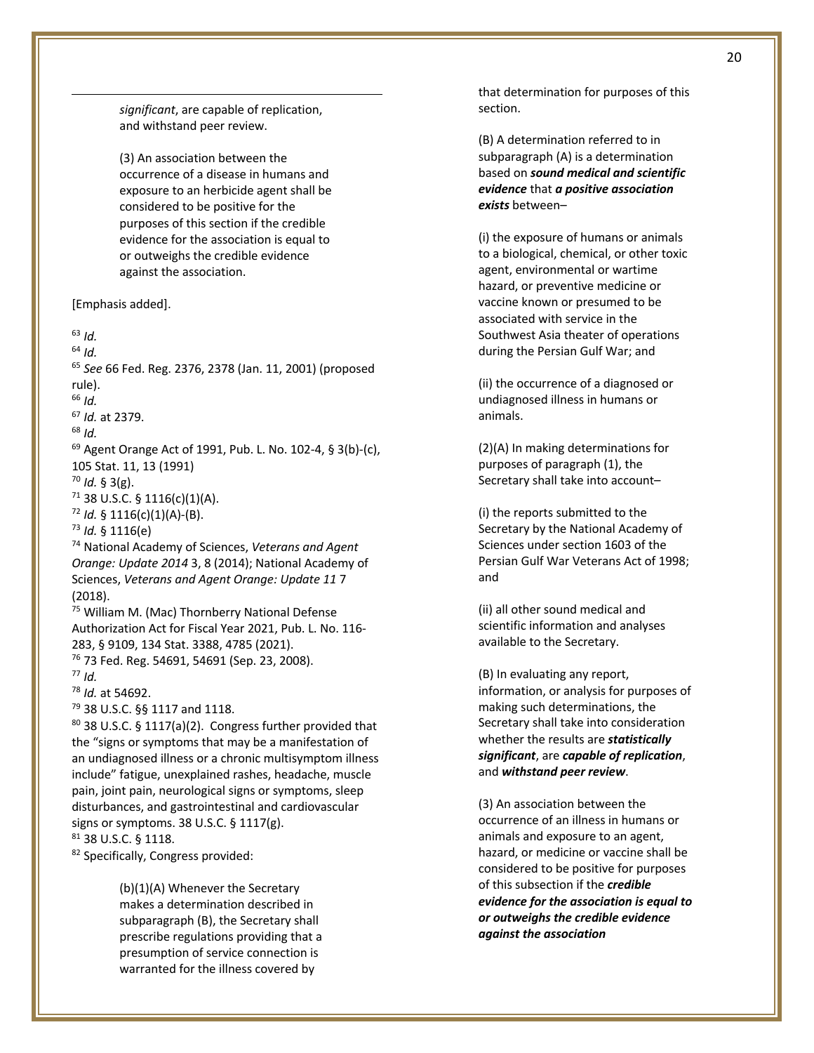> *significant*, are capable of replication, and withstand peer review.
>
> (3) An association between the occurrence of a disease in humans and exposure to an herbicide agent shall be considered to be positive for the purposes of this section if the credible evidence for the association is equal to or outweighs the credible evidence against the association.

[Emphasis added].

[63] *Id.*

[64] *Id.*

[65] *See* 66 Fed. Reg. 2376, 2378 (Jan. 11, 2001) (proposed rule).

[66] *Id.*

[67] *Id.* at 2379.

[68] *Id.*

[69] Agent Orange Act of 1991, Pub. L. No. 102-4, § 3(b)-(c), 105 Stat. 11, 13 (1991)

[70] *Id.* § 3(g).

[71] 38 U.S.C. § 1116(c)(1)(A).

[72] *Id.* § 1116(c)(1)(A)-(B).

[73] *Id.* § 1116(e)

[74] National Academy of Sciences, *Veterans and Agent Orange: Update 2014* 3, 8 (2014); National Academy of Sciences, *Veterans and Agent Orange: Update 11* 7 (2018).

[75] William M. (Mac) Thornberry National Defense Authorization Act for Fiscal Year 2021, Pub. L. No. 116-283, § 9109, 134 Stat. 3388, 4785 (2021).

[76] 73 Fed. Reg. 54691, 54691 (Sep. 23, 2008).

[77] *Id.*

[78] *Id.* at 54692.

[79] 38 U.S.C. §§ 1117 and 1118.

[80] 38 U.S.C. § 1117(a)(2). Congress further provided that the "signs or symptoms that may be a manifestation of an undiagnosed illness or a chronic multisymptom illness include" fatigue, unexplained rashes, headache, muscle pain, joint pain, neurological signs or symptoms, sleep disturbances, and gastrointestinal and cardiovascular signs or symptoms. 38 U.S.C. § 1117(g).

[81] 38 U.S.C. § 1118.

[82] Specifically, Congress provided:

> (b)(1)(A) Whenever the Secretary makes a determination described in subparagraph (B), the Secretary shall prescribe regulations providing that a presumption of service connection is warranted for the illness covered by that determination for purposes of this section.
>
> (B) A determination referred to in subparagraph (A) is a determination based on ***sound medical and scientific evidence*** that ***a positive association exists*** between–
>
> (i) the exposure of humans or animals to a biological, chemical, or other toxic agent, environmental or wartime hazard, or preventive medicine or vaccine known or presumed to be associated with service in the Southwest Asia theater of operations during the Persian Gulf War; and
>
> (ii) the occurrence of a diagnosed or undiagnosed illness in humans or animals.
>
> (2)(A) In making determinations for purposes of paragraph (1), the Secretary shall take into account–
>
> (i) the reports submitted to the Secretary by the National Academy of Sciences under section 1603 of the Persian Gulf War Veterans Act of 1998; and
>
> (ii) all other sound medical and scientific information and analyses available to the Secretary.
>
> (B) In evaluating any report, information, or analysis for purposes of making such determinations, the Secretary shall take into consideration whether the results are ***statistically significant***, are ***capable of replication***, and ***withstand peer review***.
>
> (3) An association between the occurrence of an illness in humans or animals and exposure to an agent, hazard, or medicine or vaccine shall be considered to be positive for purposes of this subsection if the ***credible evidence for the association is equal to or outweighs the credible evidence against the association***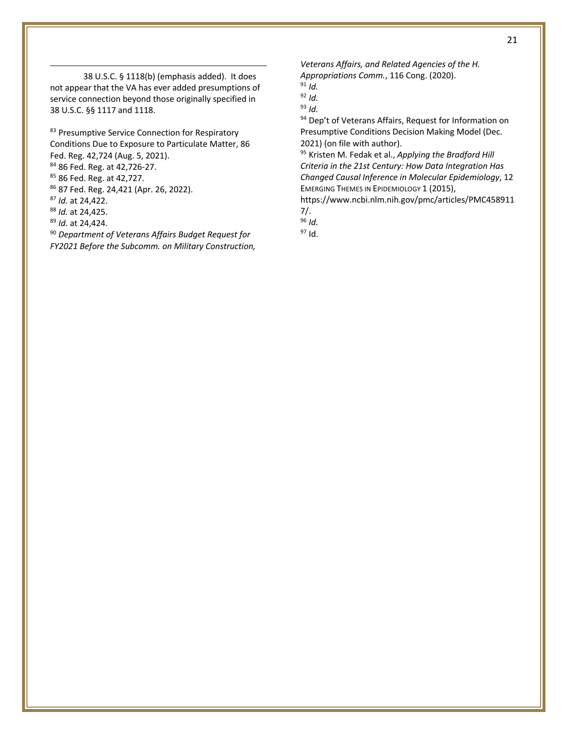38 U.S.C. § 1118(b) (emphasis added). It does not appear that the VA has ever added presumptions of service connection beyond those originally specified in 38 U.S.C. §§ 1117 and 1118.

[83] Presumptive Service Connection for Respiratory Conditions Due to Exposure to Particulate Matter, 86 Fed. Reg. 42,724 (Aug. 5, 2021).
[84] 86 Fed. Reg. at 42,726-27.
[85] 86 Fed. Reg. at 42,727.
[86] 87 Fed. Reg. 24,421 (Apr. 26, 2022).
[87] *Id.* at 24,422.
[88] *Id.* at 24,425.
[89] *Id.* at 24,424.
[90] *Department of Veterans Affairs Budget Request for FY2021 Before the Subcomm. on Military Construction, Veterans Affairs, and Related Agencies of the H. Appropriations Comm.*, 116 Cong. (2020).
[91] *Id.*
[92] *Id.*
[93] *Id.*
[94] Dep't of Veterans Affairs, Request for Information on Presumptive Conditions Decision Making Model (Dec. 2021) (on file with author).
[95] Kristen M. Fedak et al., *Applying the Bradford Hill Criteria in the 21st Century: How Data Integration Has Changed Causal Inference in Molecular Epidemiology*, 12 EMERGING THEMES IN EPIDEMIOLOGY 1 (2015), https://www.ncbi.nlm.nih.gov/pmc/articles/PMC4589117/.
[96] *Id.*
[97] Id.